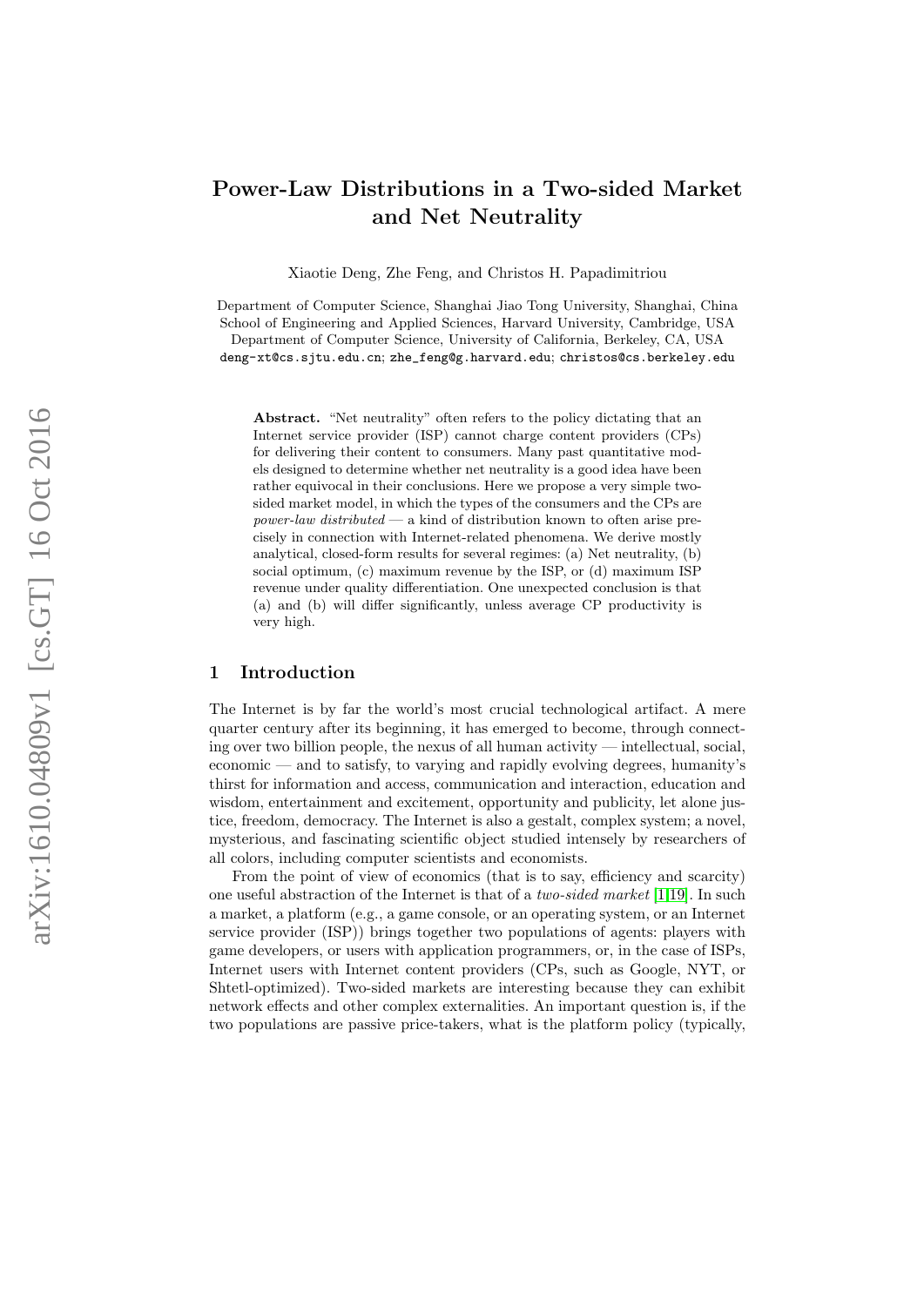# Power-Law Distributions in a Two-sided Market and Net Neutrality

Xiaotie Deng, Zhe Feng, and Christos H. Papadimitriou

Department of Computer Science, Shanghai Jiao Tong University, Shanghai, China
School of Engineering and Applied Sciences, Harvard University, Cambridge, USA
Department of Computer Science, University of California, Berkeley, CA, USA
deng-xt@cs.sjtu.edu.cn; zhe_feng@g.harvard.edu; christos@cs.berkeley.edu

**Abstract.** "Net neutrality" often refers to the policy dictating that an Internet service provider (ISP) cannot charge content providers (CPs) for delivering their content to consumers. Many past quantitative models designed to determine whether net neutrality is a good idea have been rather equivocal in their conclusions. Here we propose a very simple two-sided market model, in which the types of the consumers and the CPs are *power-law distributed* — a kind of distribution known to often arise precisely in connection with Internet-related phenomena. We derive mostly analytical, closed-form results for several regimes: (a) Net neutrality, (b) social optimum, (c) maximum revenue by the ISP, or (d) maximum ISP revenue under quality differentiation. One unexpected conclusion is that (a) and (b) will differ significantly, unless average CP productivity is very high.

## 1 Introduction

The Internet is by far the world's most crucial technological artifact. A mere quarter century after its beginning, it has emerged to become, through connecting over two billion people, the nexus of all human activity — intellectual, social, economic — and to satisfy, to varying and rapidly evolving degrees, humanity's thirst for information and access, communication and interaction, education and wisdom, entertainment and excitement, opportunity and publicity, let alone justice, freedom, democracy. The Internet is also a gestalt, complex system; a novel, mysterious, and fascinating scientific object studied intensely by researchers of all colors, including computer scientists and economists.

From the point of view of economics (that is to say, efficiency and scarcity) one useful abstraction of the Internet is that of a *two-sided market* [1][19]. In such a market, a platform (e.g., a game console, or an operating system, or an Internet service provider (ISP)) brings together two populations of agents: players with game developers, or users with application programmers, or, in the case of ISPs, Internet users with Internet content providers (CPs, such as Google, NYT, or Shtetl-optimized). Two-sided markets are interesting because they can exhibit network effects and other complex externalities. An important question is, if the two populations are passive price-takers, what is the platform policy (typically,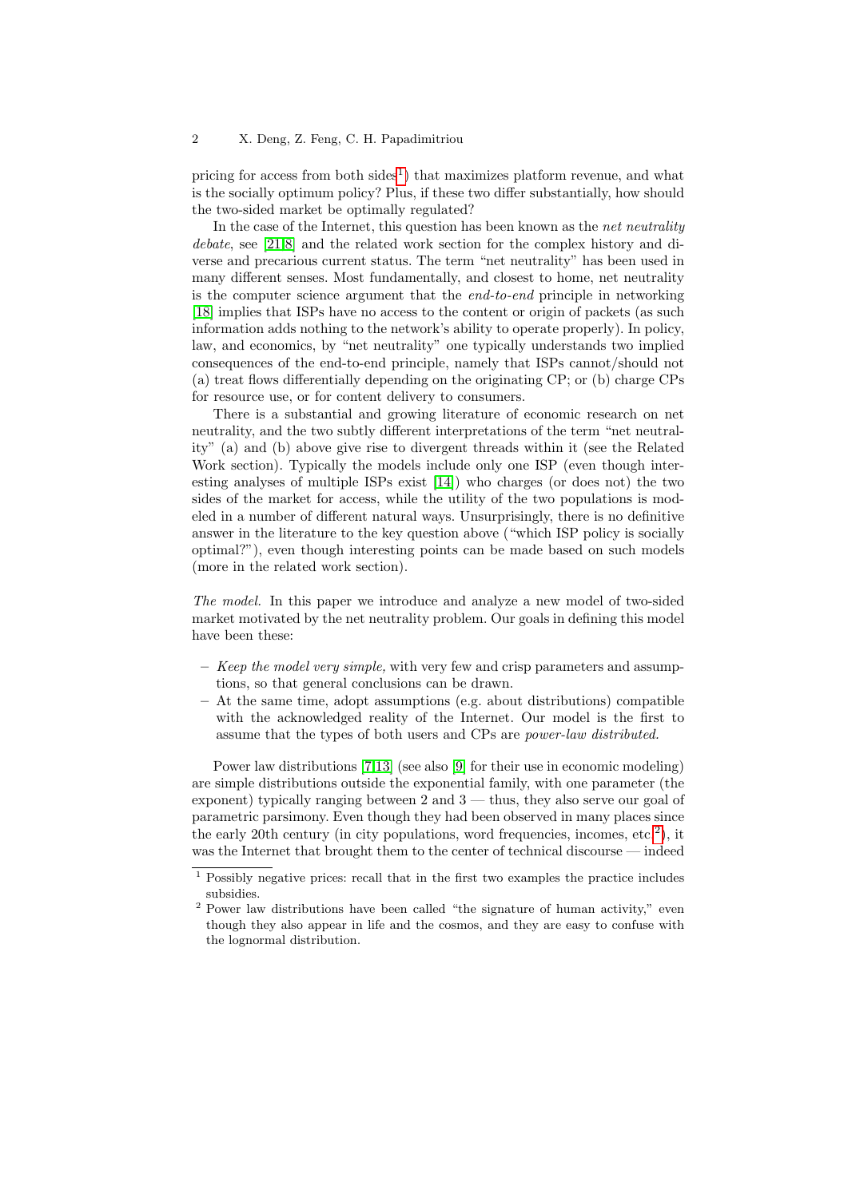pricing for access from both sides[1]) that maximizes platform revenue, and what is the socially optimum policy? Plus, if these two differ substantially, how should the two-sided market be optimally regulated?

In the case of the Internet, this question has been known as the *net neutrality debate*, see [21,8] and the related work section for the complex history and diverse and precarious current status. The term "net neutrality" has been used in many different senses. Most fundamentally, and closest to home, net neutrality is the computer science argument that the *end-to-end* principle in networking [18] implies that ISPs have no access to the content or origin of packets (as such information adds nothing to the network's ability to operate properly). In policy, law, and economics, by "net neutrality" one typically understands two implied consequences of the end-to-end principle, namely that ISPs cannot/should not (a) treat flows differentially depending on the originating CP; or (b) charge CPs for resource use, or for content delivery to consumers.

There is a substantial and growing literature of economic research on net neutrality, and the two subtly different interpretations of the term "net neutrality" (a) and (b) above give rise to divergent threads within it (see the Related Work section). Typically the models include only one ISP (even though interesting analyses of multiple ISPs exist [14]) who charges (or does not) the two sides of the market for access, while the utility of the two populations is modeled in a number of different natural ways. Unsurprisingly, there is no definitive answer in the literature to the key question above ("which ISP policy is socially optimal?"), even though interesting points can be made based on such models (more in the related work section).

*The model.* In this paper we introduce and analyze a new model of two-sided market motivated by the net neutrality problem. Our goals in defining this model have been these:

- *Keep the model very simple,* with very few and crisp parameters and assumptions, so that general conclusions can be drawn.
- At the same time, adopt assumptions (e.g. about distributions) compatible with the acknowledged reality of the Internet. Our model is the first to assume that the types of both users and CPs are *power-law distributed.*

Power law distributions [7,13] (see also [9] for their use in economic modeling) are simple distributions outside the exponential family, with one parameter (the exponent) typically ranging between 2 and 3 — thus, they also serve our goal of parametric parsimony. Even though they had been observed in many places since the early 20th century (in city populations, word frequencies, incomes, etc[2]), it was the Internet that brought them to the center of technical discourse — indeed

[1] Possibly negative prices: recall that in the first two examples the practice includes subsidies.

[2] Power law distributions have been called "the signature of human activity," even though they also appear in life and the cosmos, and they are easy to confuse with the lognormal distribution.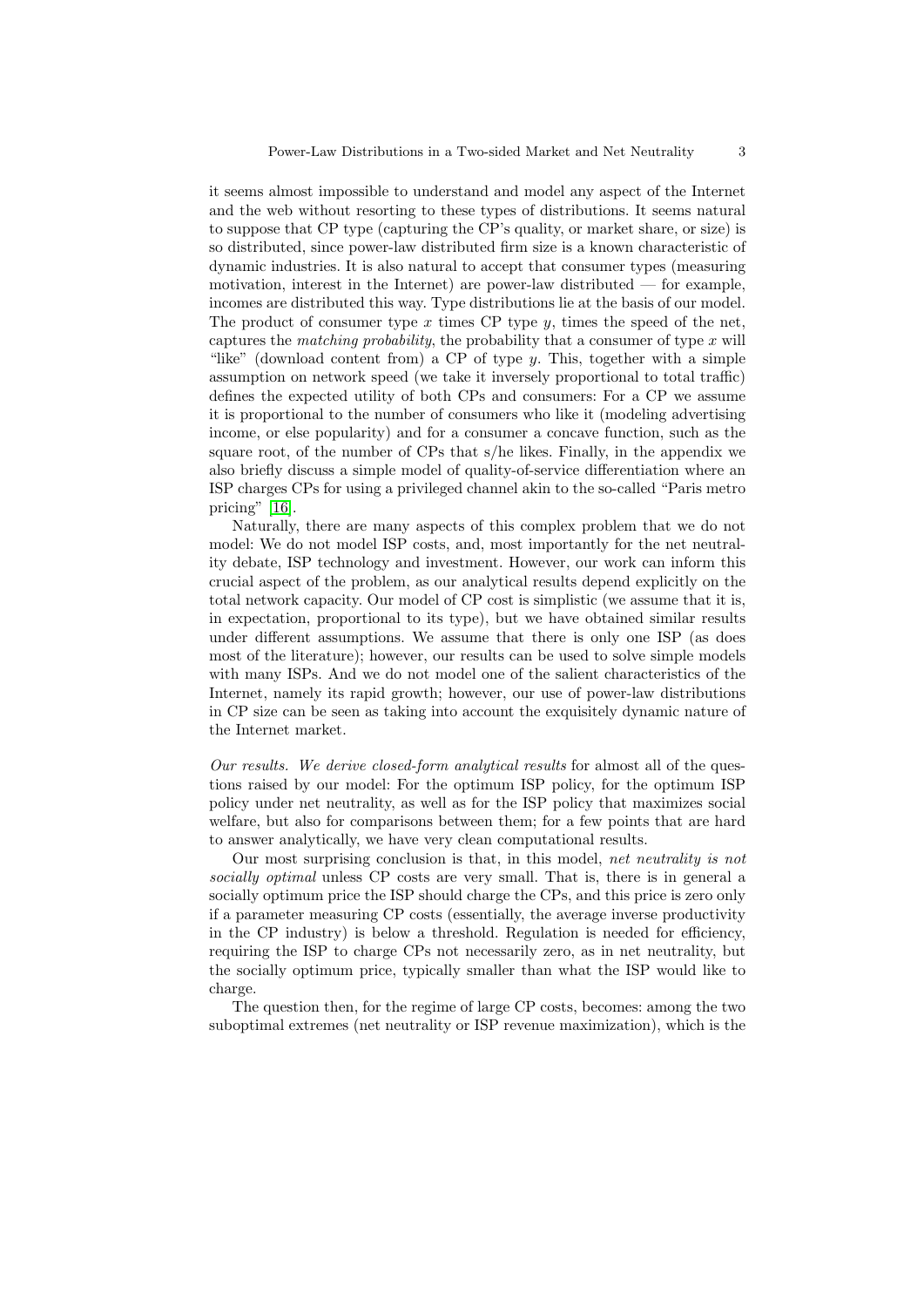it seems almost impossible to understand and model any aspect of the Internet and the web without resorting to these types of distributions. It seems natural to suppose that CP type (capturing the CP's quality, or market share, or size) is so distributed, since power-law distributed firm size is a known characteristic of dynamic industries. It is also natural to accept that consumer types (measuring motivation, interest in the Internet) are power-law distributed — for example, incomes are distributed this way. Type distributions lie at the basis of our model. The product of consumer type $x$ times CP type $y$, times the speed of the net, captures the *matching probability*, the probability that a consumer of type $x$ will "like" (download content from) a CP of type $y$. This, together with a simple assumption on network speed (we take it inversely proportional to total traffic) defines the expected utility of both CPs and consumers: For a CP we assume it is proportional to the number of consumers who like it (modeling advertising income, or else popularity) and for a consumer a concave function, such as the square root, of the number of CPs that s/he likes. Finally, in the appendix we also briefly discuss a simple model of quality-of-service differentiation where an ISP charges CPs for using a privileged channel akin to the so-called "Paris metro pricing" [16].

Naturally, there are many aspects of this complex problem that we do not model: We do not model ISP costs, and, most importantly for the net neutrality debate, ISP technology and investment. However, our work can inform this crucial aspect of the problem, as our analytical results depend explicitly on the total network capacity. Our model of CP cost is simplistic (we assume that it is, in expectation, proportional to its type), but we have obtained similar results under different assumptions. We assume that there is only one ISP (as does most of the literature); however, our results can be used to solve simple models with many ISPs. And we do not model one of the salient characteristics of the Internet, namely its rapid growth; however, our use of power-law distributions in CP size can be seen as taking into account the exquisitely dynamic nature of the Internet market.

*Our results. We derive closed-form analytical results* for almost all of the questions raised by our model: For the optimum ISP policy, for the optimum ISP policy under net neutrality, as well as for the ISP policy that maximizes social welfare, but also for comparisons between them; for a few points that are hard to answer analytically, we have very clean computational results.

Our most surprising conclusion is that, in this model, *net neutrality is not socially optimal* unless CP costs are very small. That is, there is in general a socially optimum price the ISP should charge the CPs, and this price is zero only if a parameter measuring CP costs (essentially, the average inverse productivity in the CP industry) is below a threshold. Regulation is needed for efficiency, requiring the ISP to charge CPs not necessarily zero, as in net neutrality, but the socially optimum price, typically smaller than what the ISP would like to charge.

The question then, for the regime of large CP costs, becomes: among the two suboptimal extremes (net neutrality or ISP revenue maximization), which is the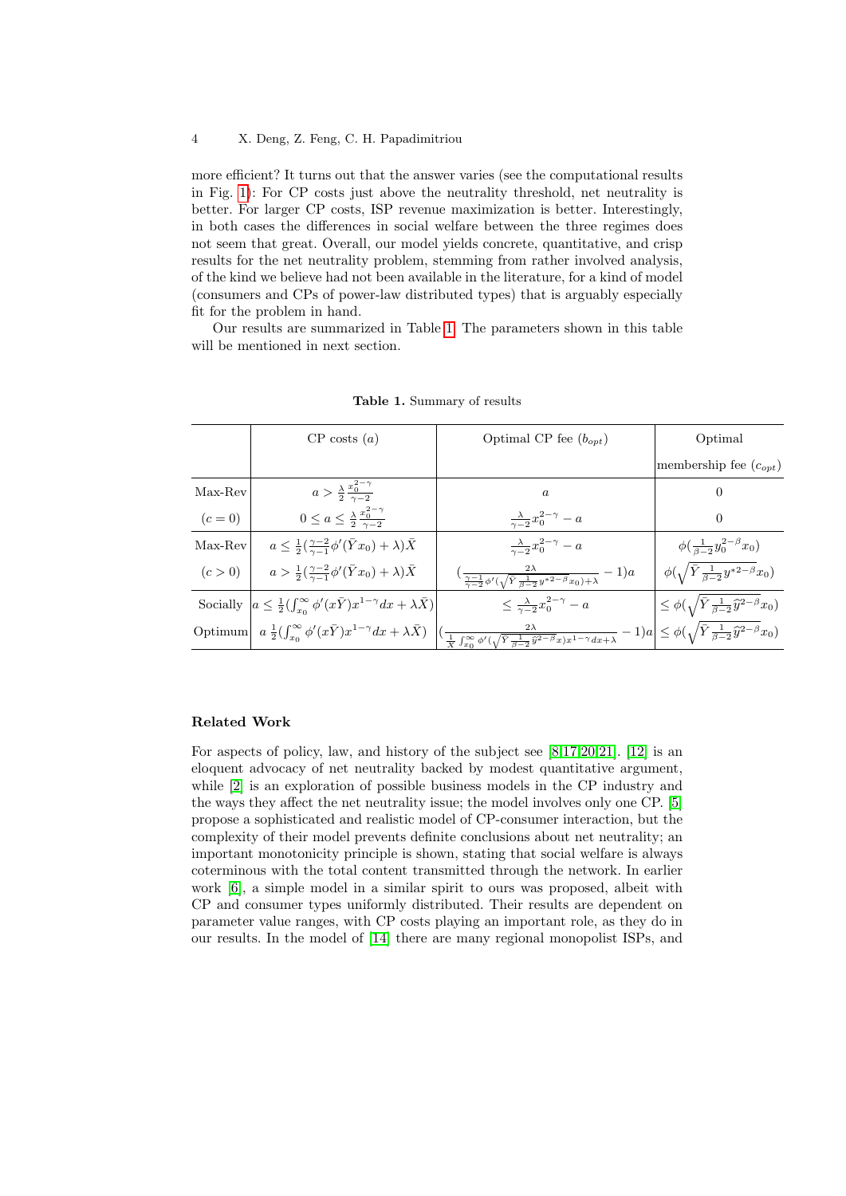more efficient? It turns out that the answer varies (see the computational results in Fig. 1): For CP costs just above the neutrality threshold, net neutrality is better. For larger CP costs, ISP revenue maximization is better. Interestingly, in both cases the differences in social welfare between the three regimes does not seem that great. Overall, our model yields concrete, quantitative, and crisp results for the net neutrality problem, stemming from rather involved analysis, of the kind we believe had not been available in the literature, for a kind of model (consumers and CPs of power-law distributed types) that is arguably especially fit for the problem in hand.

Our results are summarized in Table 1. The parameters shown in this table will be mentioned in next section.

**Table 1.** Summary of results

| | CP costs ($a$) | Optimal CP fee ($b_{opt}$) | Optimal membership fee ($c_{opt}$) |
|---|---|---|---|
| Max-Rev | $a > \frac{\lambda}{2}\frac{x_0^{2-\gamma}}{\gamma-2}$ | $a$ | $0$ |
| ($c=0$) | $0 \le a \le \frac{\lambda}{2}\frac{x_0^{2-\gamma}}{\gamma-2}$ | $\frac{\lambda}{\gamma-2}x_0^{2-\gamma} - a$ | $0$ |
| Max-Rev | $a \le \frac{1}{2}(\frac{\gamma-2}{\gamma-1}\phi'(\bar{Y}x_0) + \lambda)\bar{X}$ | $\frac{\lambda}{\gamma-2}x_0^{2-\gamma} - a$ | $\phi(\frac{1}{\beta-2}y_0^{2-\beta}x_0)$ |
| ($c>0$) | $a > \frac{1}{2}(\frac{\gamma-2}{\gamma-1}\phi'(\bar{Y}x_0) + \lambda)\bar{X}$ | $(\frac{2\lambda}{\frac{\gamma-1}{\gamma-2}\phi'(\sqrt{\bar{Y}\frac{1}{\beta-2}y^{*2-\beta}x_0})+\lambda} - 1)a$ | $\phi(\sqrt{\bar{Y}\frac{1}{\beta-2}y^{*2-\beta}}x_0)$ |
| Socially | $a \le \frac{1}{2}(\int_{x_0}^{\infty}\phi'(x\bar{Y})x^{1-\gamma}dx + \lambda\bar{X})$ | $\le \frac{\lambda}{\gamma-2}x_0^{2-\gamma} - a$ | $\le \phi(\sqrt{\bar{Y}\frac{1}{\beta-2}\hat{y}^{2-\beta}}x_0)$ |
| Optimum | $a\ \frac{1}{2}(\int_{x_0}^{\infty}\phi'(x\bar{Y})x^{1-\gamma}dx + \lambda\bar{X})$ | $(\frac{2\lambda}{\frac{1}{\bar{X}}\int_{x_0}^{\infty}\phi'(\sqrt{\bar{Y}\frac{1}{\beta-2}\hat{y}^{2-\beta}}x)x^{1-\gamma}dx+\lambda} - 1)a$ | $\le \phi(\sqrt{\bar{Y}\frac{1}{\beta-2}\hat{y}^{2-\beta}}x_0)$ |

## Related Work

For aspects of policy, law, and history of the subject see [8,17,20,21]. [12] is an eloquent advocacy of net neutrality backed by modest quantitative argument, while [2] is an exploration of possible business models in the CP industry and the ways they affect the net neutrality issue; the model involves only one CP. [5] propose a sophisticated and realistic model of CP-consumer interaction, but the complexity of their model prevents definite conclusions about net neutrality; an important monotonicity principle is shown, stating that social welfare is always coterminous with the total content transmitted through the network. In earlier work [6], a simple model in a similar spirit to ours was proposed, albeit with CP and consumer types uniformly distributed. Their results are dependent on parameter value ranges, with CP costs playing an important role, as they do in our results. In the model of [14] there are many regional monopolist ISPs, and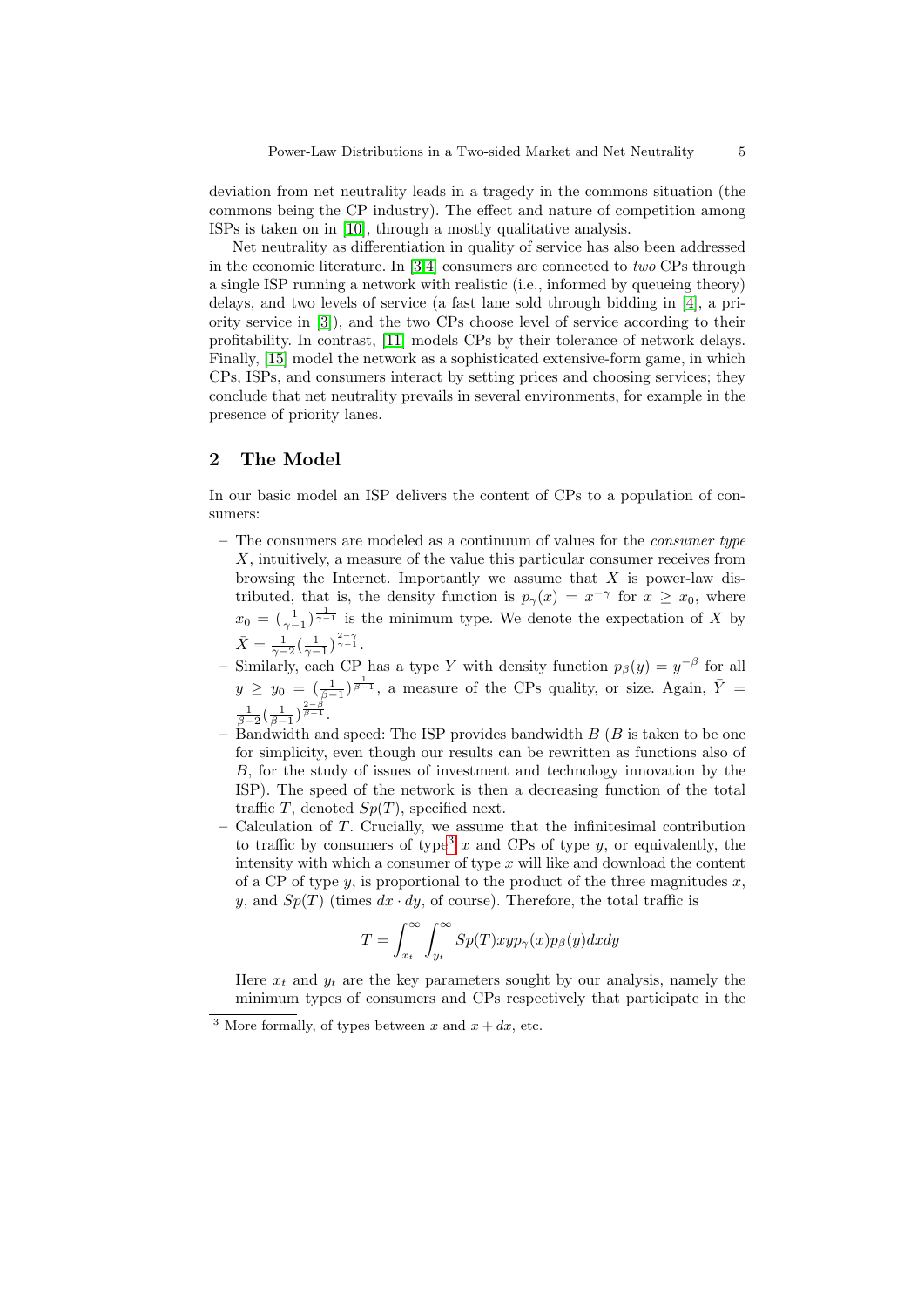deviation from net neutrality leads in a tragedy in the commons situation (the commons being the CP industry). The effect and nature of competition among ISPs is taken on in [10], through a mostly qualitative analysis.

Net neutrality as differentiation in quality of service has also been addressed in the economic literature. In [3,4] consumers are connected to *two* CPs through a single ISP running a network with realistic (i.e., informed by queueing theory) delays, and two levels of service (a fast lane sold through bidding in [4], a priority service in [3]), and the two CPs choose level of service according to their profitability. In contrast, [11] models CPs by their tolerance of network delays. Finally, [15] model the network as a sophisticated extensive-form game, in which CPs, ISPs, and consumers interact by setting prices and choosing services; they conclude that net neutrality prevails in several environments, for example in the presence of priority lanes.

## 2 The Model

In our basic model an ISP delivers the content of CPs to a population of consumers:

- The consumers are modeled as a continuum of values for the *consumer type* $X$, intuitively, a measure of the value this particular consumer receives from browsing the Internet. Importantly we assume that $X$ is power-law distributed, that is, the density function is $p_\gamma(x) = x^{-\gamma}$ for $x \geq x_0$, where $x_0 = (\frac{1}{\gamma-1})^{\frac{1}{\gamma-1}}$ is the minimum type. We denote the expectation of $X$ by $\bar{X} = \frac{1}{\gamma-2}(\frac{1}{\gamma-1})^{\frac{2-\gamma}{\gamma-1}}$.
- Similarly, each CP has a type $Y$ with density function $p_\beta(y) = y^{-\beta}$ for all $y \geq y_0 = (\frac{1}{\beta-1})^{\frac{1}{\beta-1}}$, a measure of the CPs quality, or size. Again, $\bar{Y} = \frac{1}{\beta-2}(\frac{1}{\beta-1})^{\frac{2-\beta}{\beta-1}}$.
- Bandwidth and speed: The ISP provides bandwidth $B$ ($B$ is taken to be one for simplicity, even though our results can be rewritten as functions also of $B$, for the study of issues of investment and technology innovation by the ISP). The speed of the network is then a decreasing function of the total traffic $T$, denoted $Sp(T)$, specified next.
- Calculation of $T$. Crucially, we assume that the infinitesimal contribution to traffic by consumers of type[3] $x$ and CPs of type $y$, or equivalently, the intensity with which a consumer of type $x$ will like and download the content of a CP of type $y$, is proportional to the product of the three magnitudes $x$, $y$, and $Sp(T)$ (times $dx \cdot dy$, of course). Therefore, the total traffic is

$$T = \int_{x_t}^{\infty} \int_{y_t}^{\infty} Sp(T) x y p_\gamma(x) p_\beta(y) dx dy$$

Here $x_t$ and $y_t$ are the key parameters sought by our analysis, namely the minimum types of consumers and CPs respectively that participate in the

[3] More formally, of types between $x$ and $x + dx$, etc.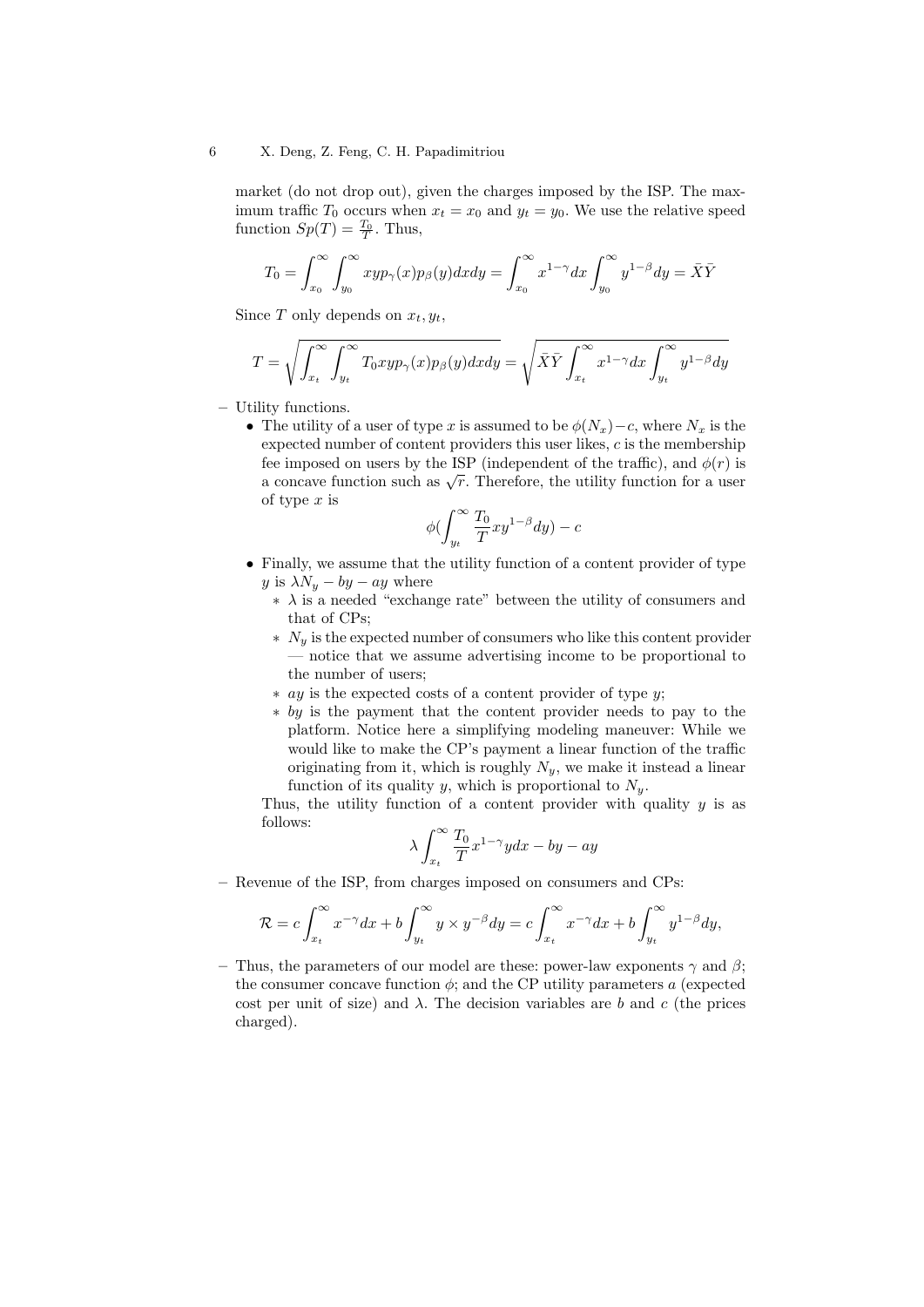market (do not drop out), given the charges imposed by the ISP. The maximum traffic $T_0$ occurs when $x_t = x_0$ and $y_t = y_0$. We use the relative speed function $Sp(T) = \frac{T_0}{T}$. Thus,

$$T_0 = \int_{x_0}^{\infty}\int_{y_0}^{\infty} xyp_\gamma(x)p_\beta(y)dxdy = \int_{x_0}^{\infty} x^{1-\gamma}dx \int_{y_0}^{\infty} y^{1-\beta}dy = \bar{X}\bar{Y}$$

Since $T$ only depends on $x_t, y_t$,

$$T = \sqrt{\int_{x_t}^{\infty}\int_{y_t}^{\infty} T_0 xyp_\gamma(x)p_\beta(y)dxdy} = \sqrt{\bar{X}\bar{Y}\int_{x_t}^{\infty} x^{1-\gamma}dx \int_{y_t}^{\infty} y^{1-\beta}dy}$$

- Utility functions.
  - The utility of a user of type $x$ is assumed to be $\phi(N_x) - c$, where $N_x$ is the expected number of content providers this user likes, $c$ is the membership fee imposed on users by the ISP (independent of the traffic), and $\phi(r)$ is a concave function such as $\sqrt{r}$. Therefore, the utility function for a user of type $x$ is

    $$\phi(\int_{y_t}^{\infty} \frac{T_0}{T} xy^{1-\beta}dy) - c$$

  - Finally, we assume that the utility function of a content provider of type $y$ is $\lambda N_y - by - ay$ where
    * $\lambda$ is a needed "exchange rate" between the utility of consumers and that of CPs;
    * $N_y$ is the expected number of consumers who like this content provider — notice that we assume advertising income to be proportional to the number of users;
    * $ay$ is the expected costs of a content provider of type $y$;
    * $by$ is the payment that the content provider needs to pay to the platform. Notice here a simplifying modeling maneuver: While we would like to make the CP's payment a linear function of the traffic originating from it, which is roughly $N_y$, we make it instead a linear function of its quality $y$, which is proportional to $N_y$.

    Thus, the utility function of a content provider with quality $y$ is as follows:

    $$\lambda \int_{x_t}^{\infty} \frac{T_0}{T} x^{1-\gamma} y dx - by - ay$$

- Revenue of the ISP, from charges imposed on consumers and CPs:

$$\mathcal{R} = c\int_{x_t}^{\infty} x^{-\gamma}dx + b\int_{y_t}^{\infty} y \times y^{-\beta}dy = c\int_{x_t}^{\infty} x^{-\gamma}dx + b\int_{y_t}^{\infty} y^{1-\beta}dy,$$

- Thus, the parameters of our model are these: power-law exponents $\gamma$ and $\beta$; the consumer concave function $\phi$; and the CP utility parameters $a$ (expected cost per unit of size) and $\lambda$. The decision variables are $b$ and $c$ (the prices charged).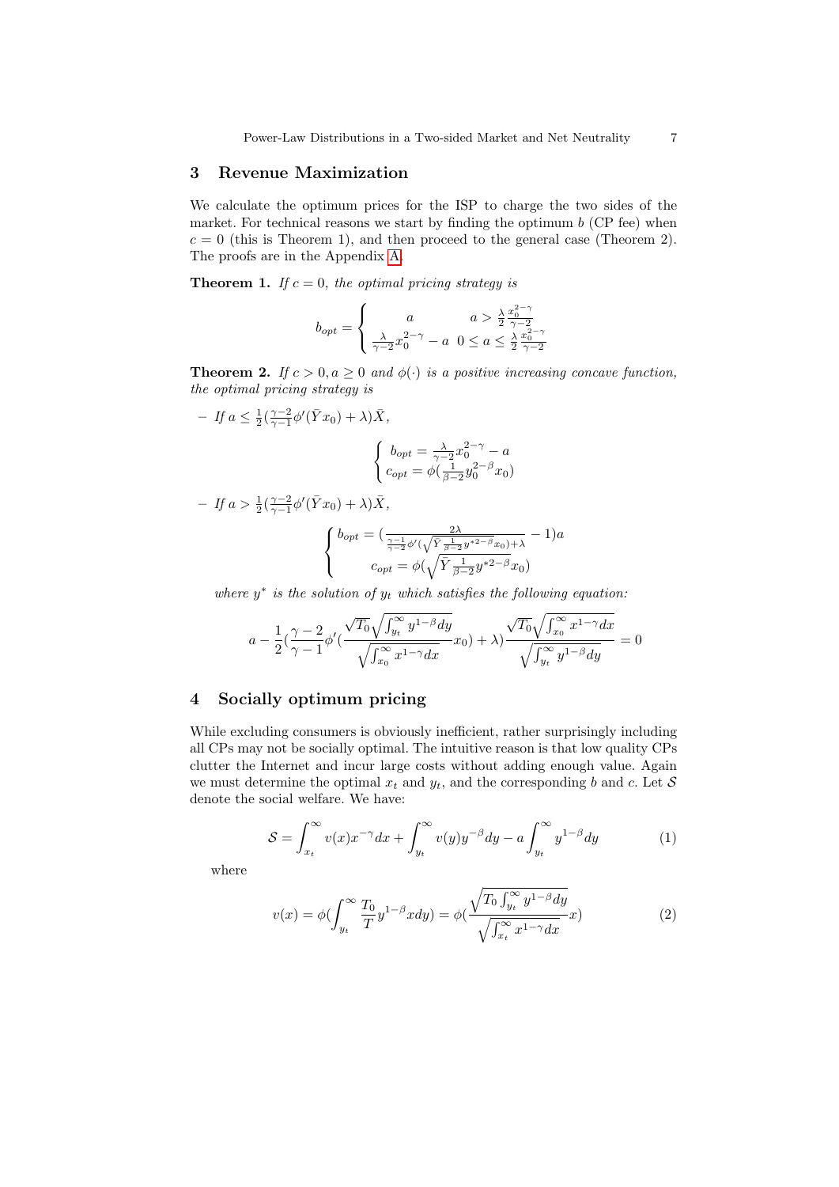## 3 Revenue Maximization

We calculate the optimum prices for the ISP to charge the two sides of the market. For technical reasons we start by finding the optimum $b$ (CP fee) when $c = 0$ (this is Theorem 1), and then proceed to the general case (Theorem 2). The proofs are in the Appendix A.

**Theorem 1.** *If $c = 0$, the optimal pricing strategy is*

$$b_{opt} = \begin{cases} a & a > \frac{\lambda}{2}\frac{x_0^{2-\gamma}}{\gamma-2} \\ \frac{\lambda}{\gamma-2}x_0^{2-\gamma} - a & 0 \le a \le \frac{\lambda}{2}\frac{x_0^{2-\gamma}}{\gamma-2} \end{cases}$$

**Theorem 2.** *If $c > 0, a \ge 0$ and $\phi(\cdot)$ is a positive increasing concave function, the optimal pricing strategy is*

– *If $a \le \frac{1}{2}(\frac{\gamma-2}{\gamma-1}\phi'(\bar{Y}x_0) + \lambda)\bar{X}$,*

$$\begin{cases} b_{opt} = \frac{\lambda}{\gamma-2}x_0^{2-\gamma} - a \\ c_{opt} = \phi(\frac{1}{\beta-2}y_0^{2-\beta}x_0) \end{cases}$$

– *If $a > \frac{1}{2}(\frac{\gamma-2}{\gamma-1}\phi'(\bar{Y}x_0) + \lambda)\bar{X}$,*

$$\begin{cases} b_{opt} = (\frac{2\lambda}{\frac{\gamma-1}{\gamma-2}\phi'(\sqrt{\bar{Y}\frac{1}{\beta-2}y^{*2-\beta}}x_0)+\lambda} - 1)a \\ c_{opt} = \phi(\sqrt{\bar{Y}\frac{1}{\beta-2}y^{*2-\beta}}x_0) \end{cases}$$

*where $y^*$ is the solution of $y_t$ which satisfies the following equation:*

$$a - \frac{1}{2}(\frac{\gamma-2}{\gamma-1}\phi'(\frac{\sqrt{T_0}\sqrt{\int_{y_t}^{\infty} y^{1-\beta}dy}}{\sqrt{\int_{x_0}^{\infty} x^{1-\gamma}dx}}x_0) + \lambda)\frac{\sqrt{T_0}\sqrt{\int_{x_0}^{\infty} x^{1-\gamma}dx}}{\sqrt{\int_{y_t}^{\infty} y^{1-\beta}dy}} = 0$$

## 4 Socially optimum pricing

While excluding consumers is obviously inefficient, rather surprisingly including all CPs may not be socially optimal. The intuitive reason is that low quality CPs clutter the Internet and incur large costs without adding enough value. Again we must determine the optimal $x_t$ and $y_t$, and the corresponding $b$ and $c$. Let $\mathcal{S}$ denote the social welfare. We have:

$$\mathcal{S} = \int_{x_t}^{\infty} v(x)x^{-\gamma}dx + \int_{y_t}^{\infty} v(y)y^{-\beta}dy - a\int_{y_t}^{\infty} y^{1-\beta}dy \tag{1}$$

where

$$v(x) = \phi(\int_{y_t}^{\infty}\frac{T_0}{T}y^{1-\beta}xdy) = \phi(\frac{\sqrt{T_0\int_{y_t}^{\infty} y^{1-\beta}dy}}{\sqrt{\int_{x_t}^{\infty} x^{1-\gamma}dx}}x) \tag{2}$$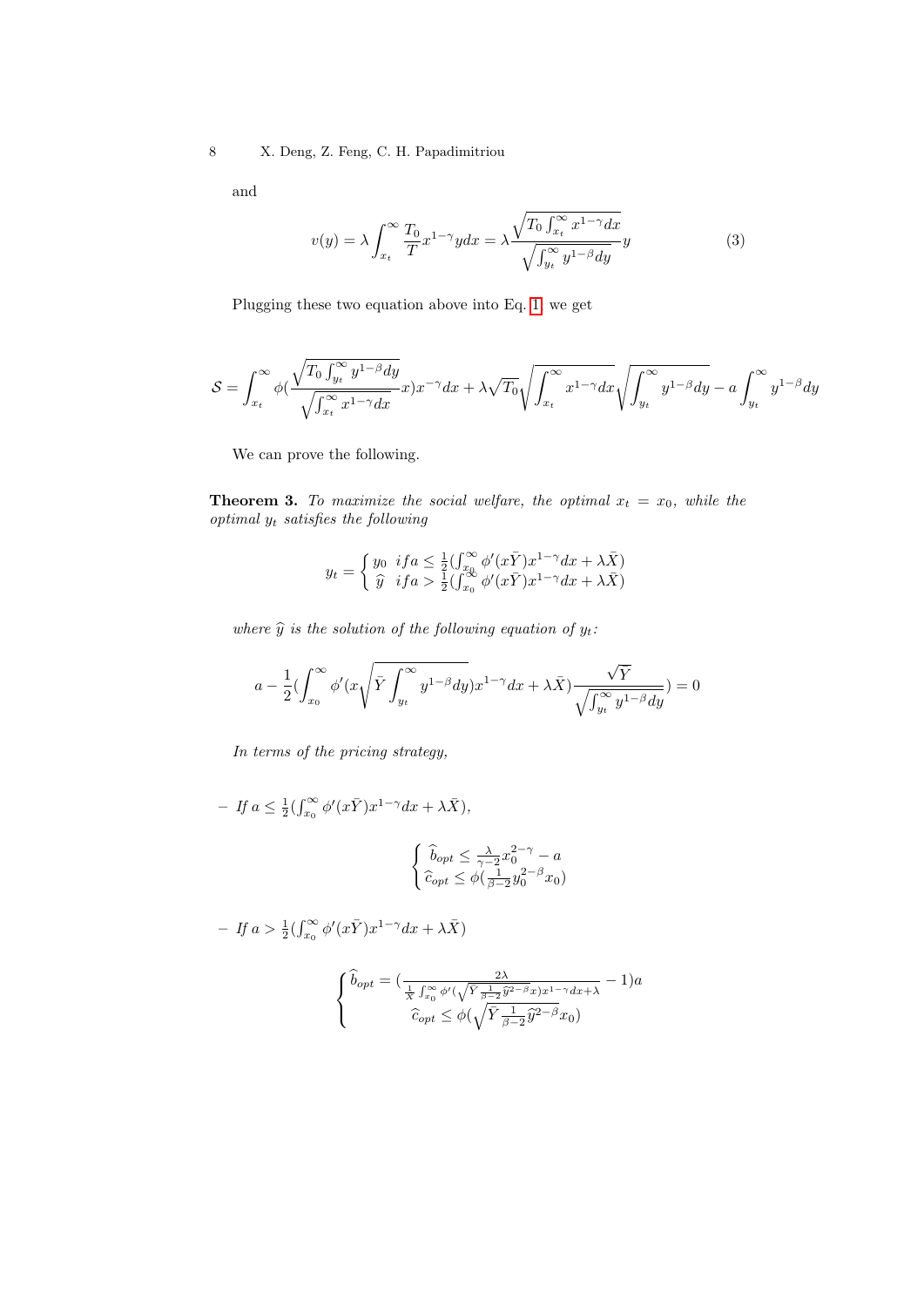and

$$v(y) = \lambda \int_{x_t}^{\infty} \frac{T_0}{T} x^{1-\gamma} y dx = \lambda \frac{\sqrt{T_0 \int_{x_t}^{\infty} x^{1-\gamma} dx}}{\sqrt{\int_{y_t}^{\infty} y^{1-\beta} dy}} y \tag{3}$$

Plugging these two equation above into Eq. 1, we get

$$\mathcal{S} = \int_{x_t}^{\infty} \phi(\frac{\sqrt{T_0 \int_{y_t}^{\infty} y^{1-\beta} dy}}{\sqrt{\int_{x_t}^{\infty} x^{1-\gamma} dx}} x) x^{-\gamma} dx + \lambda \sqrt{T_0} \sqrt{\int_{x_t}^{\infty} x^{1-\gamma} dx} \sqrt{\int_{y_t}^{\infty} y^{1-\beta} dy} - a \int_{y_t}^{\infty} y^{1-\beta} dy$$

We can prove the following.

**Theorem 3.** *To maximize the social welfare, the optimal $x_t = x_0$, while the optimal $y_t$ satisfies the following*

$$y_t = \begin{cases} y_0 & if a \leq \frac{1}{2}(\int_{x_0}^{\infty} \phi'(x\bar{Y}) x^{1-\gamma} dx + \lambda \bar{X}) \\ \widehat{y} & if a > \frac{1}{2}(\int_{x_0}^{\infty} \phi'(x\bar{Y}) x^{1-\gamma} dx + \lambda \bar{X}) \end{cases}$$

*where $\widehat{y}$ is the solution of the following equation of $y_t$:*

$$a - \frac{1}{2}(\int_{x_0}^{\infty} \phi'(x\sqrt{\bar{Y} \int_{y_t}^{\infty} y^{1-\beta} dy}) x^{1-\gamma} dx + \lambda \bar{X}) \frac{\sqrt{\bar{Y}}}{\sqrt{\int_{y_t}^{\infty} y^{1-\beta} dy}}) = 0$$

*In terms of the pricing strategy,*

– *If $a \leq \frac{1}{2}(\int_{x_0}^{\infty} \phi'(x\bar{Y}) x^{1-\gamma} dx + \lambda \bar{X})$,*

$$\begin{cases} \widehat{b}_{opt} \leq \frac{\lambda}{\gamma - 2} x_0^{2-\gamma} - a \\ \widehat{c}_{opt} \leq \phi(\frac{1}{\beta - 2} y_0^{2-\beta} x_0) \end{cases}$$

– *If $a > \frac{1}{2}(\int_{x_0}^{\infty} \phi'(x\bar{Y}) x^{1-\gamma} dx + \lambda \bar{X})$*

$$\begin{cases} \widehat{b}_{opt} = (\frac{2\lambda}{\frac{1}{\bar{X}} \int_{x_0}^{\infty} \phi'(\sqrt{\bar{Y} \frac{1}{\beta - 2} \widehat{y}^{2-\beta}} x) x^{1-\gamma} dx + \lambda} - 1) a \\ \widehat{c}_{opt} \leq \phi(\sqrt{\bar{Y} \frac{1}{\beta - 2} \widehat{y}^{2-\beta}} x_0) \end{cases}$$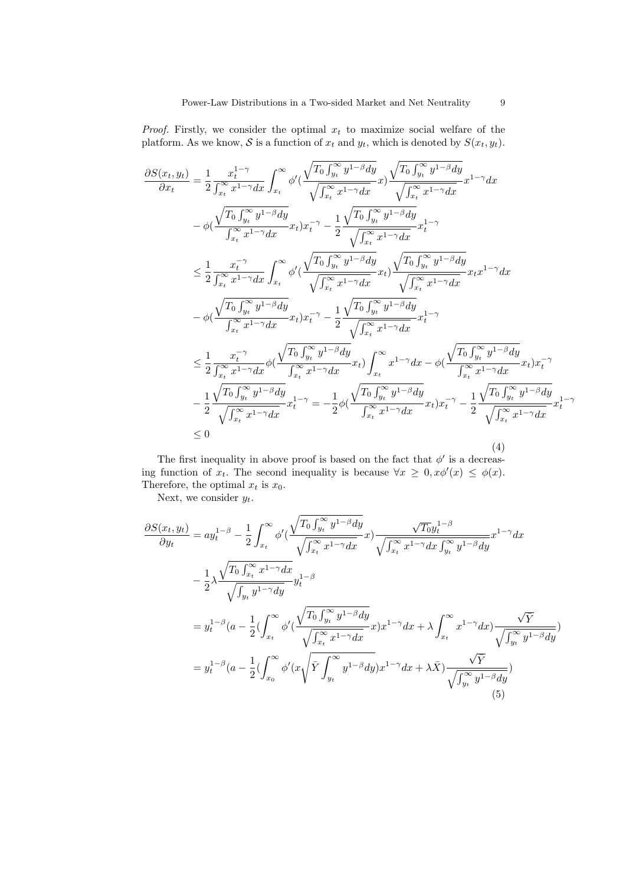*Proof.* Firstly, we consider the optimal $x_t$ to maximize social welfare of the platform. As we know, $\mathcal{S}$ is a function of $x_t$ and $y_t$, which is denoted by $S(x_t, y_t)$.

$$
\begin{aligned}
\frac{\partial S(x_t,y_t)}{\partial x_t} &= \frac{1}{2}\frac{x_t^{1-\gamma}}{\int_{x_t}^{\infty} x^{1-\gamma}dx}\int_{x_t}^{\infty}\phi'(\frac{\sqrt{T_0\int_{y_t}^{\infty}y^{1-\beta}dy}}{\sqrt{\int_{x_t}^{\infty}x^{1-\gamma}dx}}x)\frac{\sqrt{T_0\int_{y_t}^{\infty}y^{1-\beta}dy}}{\sqrt{\int_{x_t}^{\infty}x^{1-\gamma}dx}}x^{1-\gamma}dx \\
&- \phi(\frac{\sqrt{T_0\int_{y_t}^{\infty}y^{1-\beta}dy}}{\int_{x_t}^{\infty}x^{1-\gamma}dx}x_t)x_t^{-\gamma} - \frac{1}{2}\frac{\sqrt{T_0\int_{y_t}^{\infty}y^{1-\beta}dy}}{\sqrt{\int_{x_t}^{\infty}x^{1-\gamma}dx}}x_t^{1-\gamma} \\
&\le \frac{1}{2}\frac{x_t^{-\gamma}}{\int_{x_t}^{\infty} x^{1-\gamma}dx}\int_{x_t}^{\infty}\phi'(\frac{\sqrt{T_0\int_{y_t}^{\infty}y^{1-\beta}dy}}{\sqrt{\int_{x_t}^{\infty}x^{1-\gamma}dx}}x_t)\frac{\sqrt{T_0\int_{y_t}^{\infty}y^{1-\beta}dy}}{\sqrt{\int_{x_t}^{\infty}x^{1-\gamma}dx}}x_t x^{1-\gamma}dx \\
&- \phi(\frac{\sqrt{T_0\int_{y_t}^{\infty}y^{1-\beta}dy}}{\int_{x_t}^{\infty}x^{1-\gamma}dx}x_t)x_t^{-\gamma} - \frac{1}{2}\frac{\sqrt{T_0\int_{y_t}^{\infty}y^{1-\beta}dy}}{\sqrt{\int_{x_t}^{\infty}x^{1-\gamma}dx}}x_t^{1-\gamma} \\
&\le \frac{1}{2}\frac{x_t^{-\gamma}}{\int_{x_t}^{\infty} x^{1-\gamma}dx}\phi(\frac{\sqrt{T_0\int_{y_t}^{\infty}y^{1-\beta}dy}}{\int_{x_t}^{\infty}x^{1-\gamma}dx}x_t)\int_{x_t}^{\infty}x^{1-\gamma}dx - \phi(\frac{\sqrt{T_0\int_{y_t}^{\infty}y^{1-\beta}dy}}{\int_{x_t}^{\infty}x^{1-\gamma}dx}x_t)x_t^{-\gamma} \\
&- \frac{1}{2}\frac{\sqrt{T_0\int_{y_t}^{\infty}y^{1-\beta}dy}}{\sqrt{\int_{x_t}^{\infty}x^{1-\gamma}dx}}x_t^{1-\gamma} = -\frac{1}{2}\phi(\frac{\sqrt{T_0\int_{y_t}^{\infty}y^{1-\beta}dy}}{\int_{x_t}^{\infty}x^{1-\gamma}dx}x_t)x_t^{-\gamma} - \frac{1}{2}\frac{\sqrt{T_0\int_{y_t}^{\infty}y^{1-\beta}dy}}{\sqrt{\int_{x_t}^{\infty}x^{1-\gamma}dx}}x_t^{1-\gamma} \\
&\le 0
\end{aligned} \tag{4}
$$

The first inequality in above proof is based on the fact that $\phi'$ is a decreasing function of $x_t$. The second inequality is because $\forall x \ge 0, x\phi'(x) \le \phi(x)$. Therefore, the optimal $x_t$ is $x_0$.

Next, we consider $y_t$.

$$
\begin{aligned}
\frac{\partial S(x_t,y_t)}{\partial y_t} &= a y_t^{1-\beta} - \frac{1}{2}\int_{x_t}^{\infty}\phi'(\frac{\sqrt{T_0\int_{y_t}^{\infty}y^{1-\beta}dy}}{\sqrt{\int_{x_t}^{\infty}x^{1-\gamma}dx}}x)\frac{\sqrt{T_0}y_t^{1-\beta}}{\sqrt{\int_{x_t}^{\infty}x^{1-\gamma}dx\int_{y_t}^{\infty}y^{1-\beta}dy}}x^{1-\gamma}dx \\
&- \frac{1}{2}\lambda\frac{\sqrt{T_0\int_{x_t}^{\infty}x^{1-\gamma}dx}}{\sqrt{\int_{y_t}y^{1-\gamma}dy}}y_t^{1-\beta} \\
&= y_t^{1-\beta}(a - \frac{1}{2}(\int_{x_t}^{\infty}\phi'(\frac{\sqrt{T_0\int_{y_t}^{\infty}y^{1-\beta}dy}}{\sqrt{\int_{x_t}^{\infty}x^{1-\gamma}dx}}x)x^{1-\gamma}dx + \lambda\int_{x_t}^{\infty}x^{1-\gamma}dx)\frac{\sqrt{Y}}{\sqrt{\int_{y_t}^{\infty}y^{1-\beta}dy}}) \\
&= y_t^{1-\beta}(a - \frac{1}{2}(\int_{x_0}^{\infty}\phi'(x\sqrt{\bar{Y}\int_{y_t}^{\infty}y^{1-\beta}dy})x^{1-\gamma}dx + \lambda\bar{X})\frac{\sqrt{Y}}{\sqrt{\int_{y_t}^{\infty}y^{1-\beta}dy}})
\end{aligned} \tag{5}
$$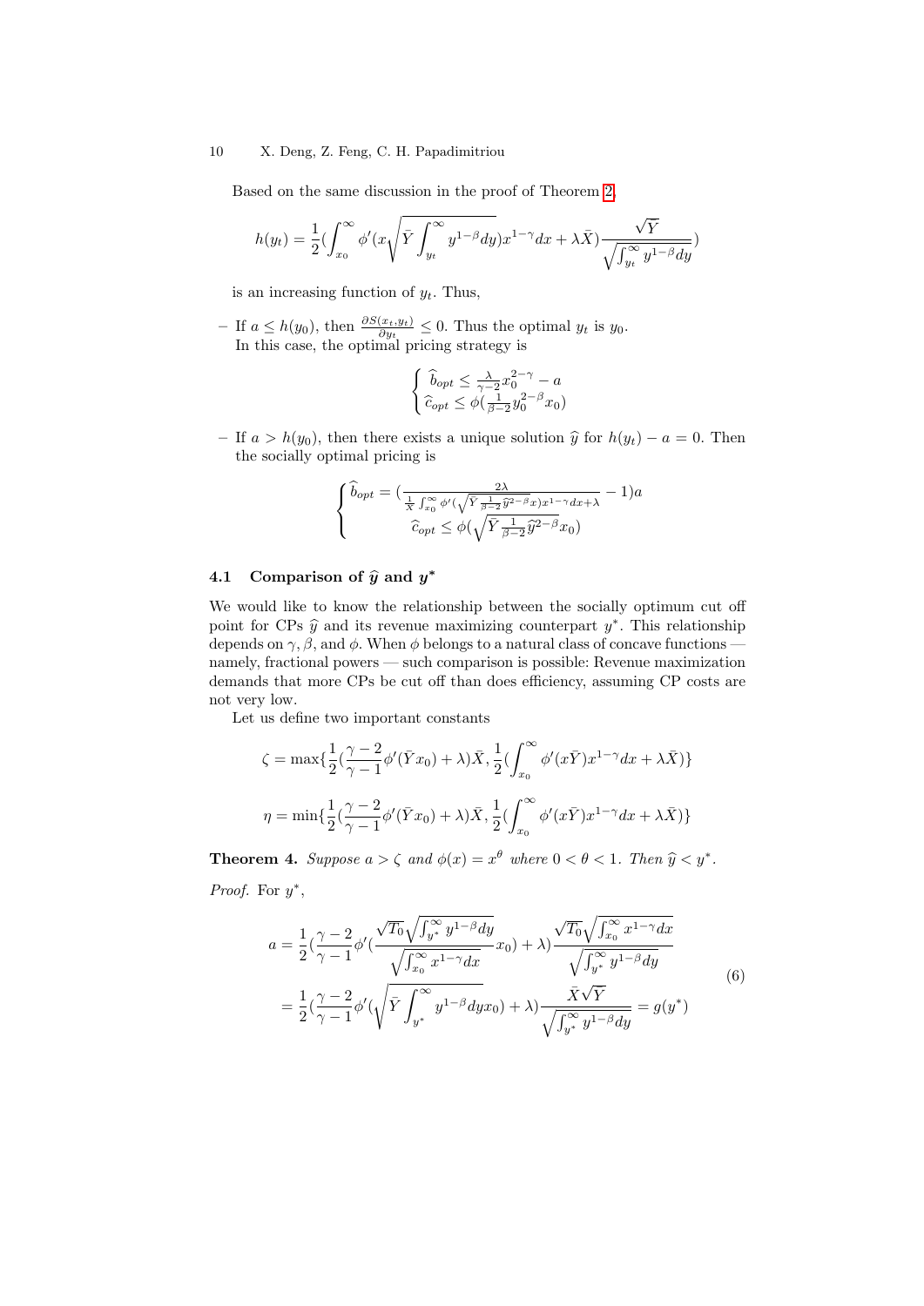Based on the same discussion in the proof of Theorem 2,

$$h(y_t) = \frac{1}{2}\left(\int_{x_0}^{\infty} \phi'(x\sqrt{\bar{Y}\int_{y_t}^{\infty} y^{1-\beta}dy})x^{1-\gamma}dx + \lambda\bar{X}\right)\frac{\sqrt{\bar{Y}}}{\sqrt{\int_{y_t}^{\infty} y^{1-\beta}dy}}$$

is an increasing function of $y_t$. Thus,

- If $a \leq h(y_0)$, then $\frac{\partial S(x_t, y_t)}{\partial y_t} \leq 0$. Thus the optimal $y_t$ is $y_0$.
  In this case, the optimal pricing strategy is

$$\begin{cases} \widehat{b}_{opt} \leq \frac{\lambda}{\gamma-2}x_0^{2-\gamma} - a \\ \widehat{c}_{opt} \leq \phi(\frac{1}{\beta-2}y_0^{2-\beta}x_0) \end{cases}$$

- If $a > h(y_0)$, then there exists a unique solution $\widehat{y}$ for $h(y_t) - a = 0$. Then the socially optimal pricing is

$$\begin{cases} \widehat{b}_{opt} = \left(\frac{2\lambda}{\frac{1}{\bar{X}}\int_{x_0}^{\infty}\phi'(\sqrt{\bar{Y}\frac{1}{\beta-2}\widehat{y}^{2-\beta}}x)x^{1-\gamma}dx+\lambda} - 1\right)a \\ \widehat{c}_{opt} \leq \phi(\sqrt{\bar{Y}\frac{1}{\beta-2}\widehat{y}^{2-\beta}}x_0) \end{cases}$$

### 4.1 Comparison of $\widehat{y}$ and $y^*$

We would like to know the relationship between the socially optimum cut off point for CPs $\widehat{y}$ and its revenue maximizing counterpart $y^*$. This relationship depends on $\gamma, \beta$, and $\phi$. When $\phi$ belongs to a natural class of concave functions — namely, fractional powers — such comparison is possible: Revenue maximization demands that more CPs be cut off than does efficiency, assuming CP costs are not very low.

Let us define two important constants

$$\zeta = \max\{\frac{1}{2}(\frac{\gamma-2}{\gamma-1}\phi'(\bar{Y}x_0) + \lambda)\bar{X}, \frac{1}{2}(\int_{x_0}^{\infty}\phi'(x\bar{Y})x^{1-\gamma}dx + \lambda\bar{X})\}$$

$$\eta = \min\{\frac{1}{2}(\frac{\gamma-2}{\gamma-1}\phi'(\bar{Y}x_0) + \lambda)\bar{X}, \frac{1}{2}(\int_{x_0}^{\infty}\phi'(x\bar{Y})x^{1-\gamma}dx + \lambda\bar{X})\}$$

**Theorem 4.** *Suppose $a > \zeta$ and $\phi(x) = x^{\theta}$ where $0 < \theta < 1$. Then $\widehat{y} < y^*$.*

*Proof.* For $y^*$,

$$\begin{aligned} a &= \frac{1}{2}\left(\frac{\gamma-2}{\gamma-1}\phi'\left(\frac{\sqrt{T_0}\sqrt{\int_{y^*}^{\infty} y^{1-\beta}dy}}{\sqrt{\int_{x_0}^{\infty} x^{1-\gamma}dx}}x_0\right) + \lambda\right)\frac{\sqrt{T_0}\sqrt{\int_{x_0}^{\infty} x^{1-\gamma}dx}}{\sqrt{\int_{y^*}^{\infty} y^{1-\beta}dy}} \\ &= \frac{1}{2}\left(\frac{\gamma-2}{\gamma-1}\phi'\left(\sqrt{\bar{Y}\int_{y^*}^{\infty} y^{1-\beta}dy}\,x_0\right) + \lambda\right)\frac{\bar{X}\sqrt{\bar{Y}}}{\sqrt{\int_{y^*}^{\infty} y^{1-\beta}dy}} = g(y^*) \end{aligned} \tag{6}$$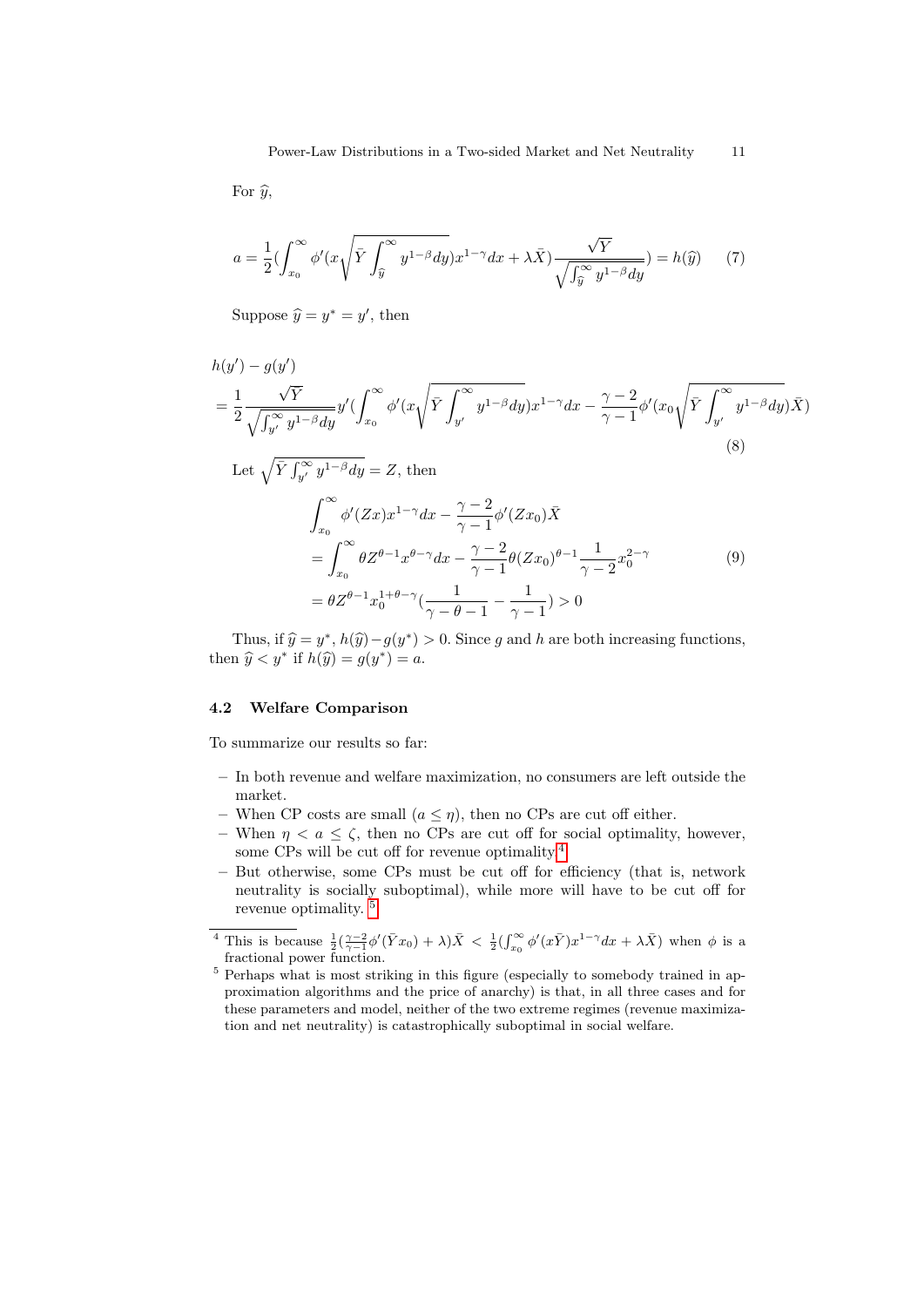For $\widehat{y}$,

$$a = \frac{1}{2}\left(\int_{x_0}^{\infty} \phi'\left(x\sqrt{\bar{Y}\int_{\widehat{y}}^{\infty} y^{1-\beta}dy}\right)x^{1-\gamma}dx + \lambda\bar{X}\right)\frac{\sqrt{\bar{Y}}}{\sqrt{\int_{\widehat{y}}^{\infty} y^{1-\beta}dy}} = h(\widehat{y}) \quad (7)$$

Suppose $\widehat{y} = y^* = y'$, then

$$\begin{aligned}
&h(y') - g(y') \\
&= \frac{1}{2}\frac{\sqrt{\bar{Y}}}{\sqrt{\int_{y'}^{\infty} y^{1-\beta}dy}}y'\left(\int_{x_0}^{\infty} \phi'\left(x\sqrt{\bar{Y}\int_{y'}^{\infty} y^{1-\beta}dy}\right)x^{1-\gamma}dx - \frac{\gamma-2}{\gamma-1}\phi'\left(x_0\sqrt{\bar{Y}\int_{y'}^{\infty} y^{1-\beta}dy}\right)\bar{X}\right)
\end{aligned} \quad (8)$$

Let $\sqrt{\bar{Y}\int_{y'}^{\infty} y^{1-\beta}dy} = Z$, then

$$\begin{aligned}
&\int_{x_0}^{\infty} \phi'(Zx)x^{1-\gamma}dx - \frac{\gamma-2}{\gamma-1}\phi'(Zx_0)\bar{X} \\
&= \int_{x_0}^{\infty} \theta Z^{\theta-1}x^{\theta-\gamma}dx - \frac{\gamma-2}{\gamma-1}\theta(Zx_0)^{\theta-1}\frac{1}{\gamma-2}x_0^{2-\gamma} \\
&= \theta Z^{\theta-1}x_0^{1+\theta-\gamma}\left(\frac{1}{\gamma-\theta-1} - \frac{1}{\gamma-1}\right) > 0
\end{aligned} \quad (9)$$

Thus, if $\widehat{y} = y^*$, $h(\widehat{y}) - g(y^*) > 0$. Since $g$ and $h$ are both increasing functions, then $\widehat{y} < y^*$ if $h(\widehat{y}) = g(y^*) = a$.

### 4.2 Welfare Comparison

To summarize our results so far:

- In both revenue and welfare maximization, no consumers are left outside the market.
- When CP costs are small ($a \leq \eta$), then no CPs are cut off either.
- When $\eta < a \leq \zeta$, then no CPs are cut off for social optimality, however, some CPs will be cut off for revenue optimality.[4]
- But otherwise, some CPs must be cut off for efficiency (that is, network neutrality is socially suboptimal), while more will have to be cut off for revenue optimality. [5]

[4] This is because $\frac{1}{2}(\frac{\gamma-2}{\gamma-1}\phi'(\bar{Y}x_0) + \lambda)\bar{X} < \frac{1}{2}(\int_{x_0}^{\infty} \phi'(x\bar{Y})x^{1-\gamma}dx + \lambda\bar{X})$ when $\phi$ is a fractional power function.

[5] Perhaps what is most striking in this figure (especially to somebody trained in approximation algorithms and the price of anarchy) is that, in all three cases and for these parameters and model, neither of the two extreme regimes (revenue maximization and net neutrality) is catastrophically suboptimal in social welfare.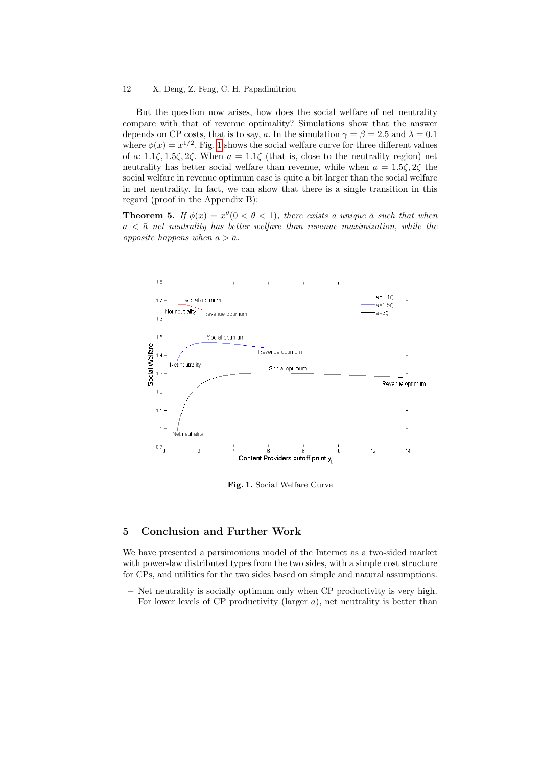But the question now arises, how does the social welfare of net neutrality compare with that of revenue optimality? Simulations show that the answer depends on CP costs, that is to say, $a$. In the simulation $\gamma = \beta = 2.5$ and $\lambda = 0.1$ where $\phi(x) = x^{1/2}$. Fig. 1 shows the social welfare curve for three different values of $a$: $1.1\zeta, 1.5\zeta, 2\zeta$. When $a = 1.1\zeta$ (that is, close to the neutrality region) net neutrality has better social welfare than revenue, while when $a = 1.5\zeta, 2\zeta$ the social welfare in revenue optimum case is quite a bit larger than the social welfare in net neutrality. In fact, we can show that there is a single transition in this regard (proof in the Appendix B):

**Theorem 5.** *If $\phi(x) = x^{\theta}(0 < \theta < 1)$, there exists a unique $\bar{a}$ such that when $a < \bar{a}$ net neutrality has better welfare than revenue maximization, while the opposite happens when $a > \bar{a}$.*

**Fig. 1.** Social Welfare Curve

## 5 Conclusion and Further Work

We have presented a parsimonious model of the Internet as a two-sided market with power-law distributed types from the two sides, with a simple cost structure for CPs, and utilities for the two sides based on simple and natural assumptions.

- Net neutrality is socially optimum only when CP productivity is very high. For lower levels of CP productivity (larger $a$), net neutrality is better than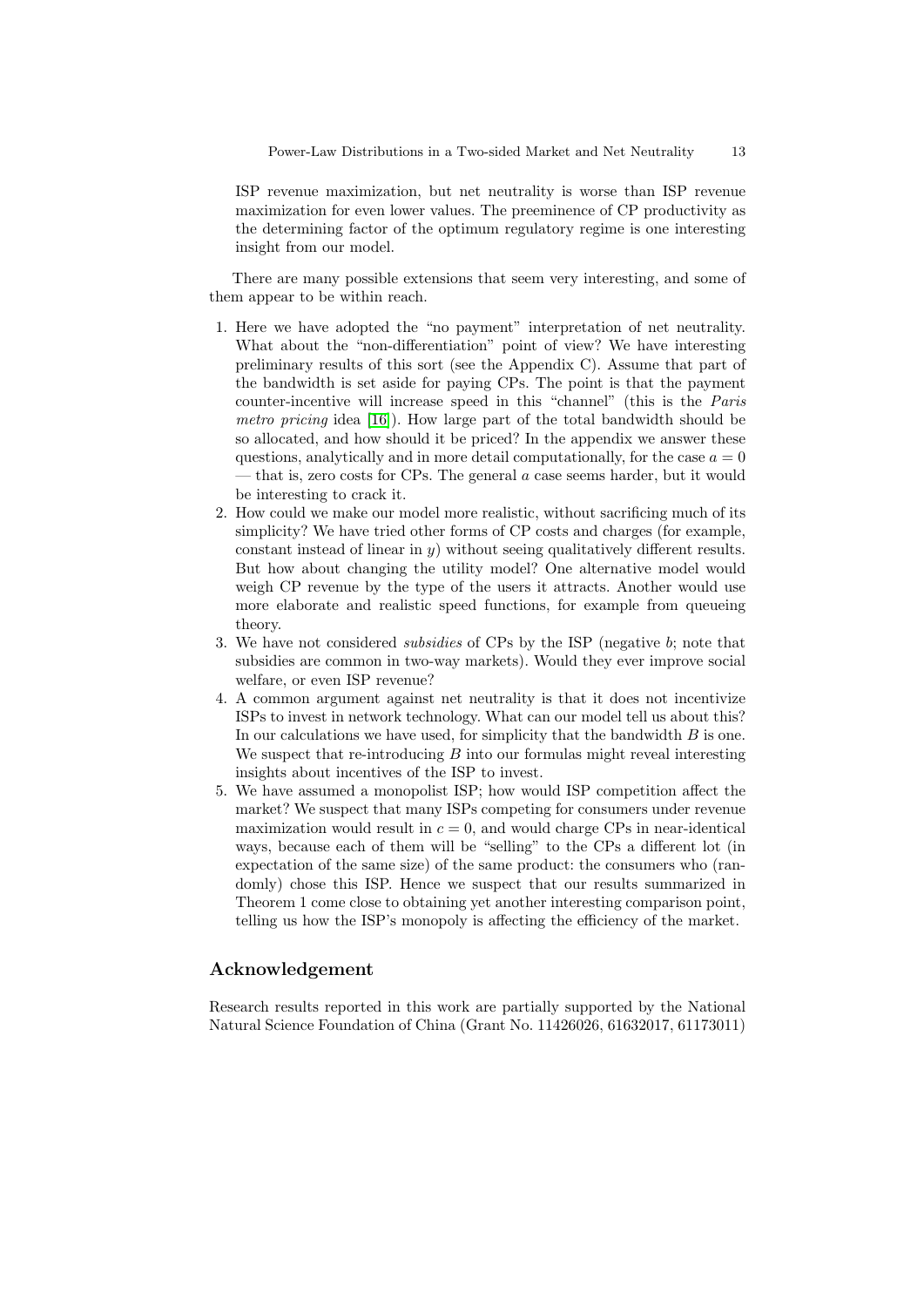ISP revenue maximization, but net neutrality is worse than ISP revenue maximization for even lower values. The preeminence of CP productivity as the determining factor of the optimum regulatory regime is one interesting insight from our model.

There are many possible extensions that seem very interesting, and some of them appear to be within reach.

1. Here we have adopted the "no payment" interpretation of net neutrality. What about the "non-differentiation" point of view? We have interesting preliminary results of this sort (see the Appendix C). Assume that part of the bandwidth is set aside for paying CPs. The point is that the payment counter-incentive will increase speed in this "channel" (this is the *Paris metro pricing* idea [16]). How large part of the total bandwidth should be so allocated, and how should it be priced? In the appendix we answer these questions, analytically and in more detail computationally, for the case $a = 0$ — that is, zero costs for CPs. The general $a$ case seems harder, but it would be interesting to crack it.
2. How could we make our model more realistic, without sacrificing much of its simplicity? We have tried other forms of CP costs and charges (for example, constant instead of linear in $y$) without seeing qualitatively different results. But how about changing the utility model? One alternative model would weigh CP revenue by the type of the users it attracts. Another would use more elaborate and realistic speed functions, for example from queueing theory.
3. We have not considered *subsidies* of CPs by the ISP (negative $b$; note that subsidies are common in two-way markets). Would they ever improve social welfare, or even ISP revenue?
4. A common argument against net neutrality is that it does not incentivize ISPs to invest in network technology. What can our model tell us about this? In our calculations we have used, for simplicity that the bandwidth $B$ is one. We suspect that re-introducing $B$ into our formulas might reveal interesting insights about incentives of the ISP to invest.
5. We have assumed a monopolist ISP; how would ISP competition affect the market? We suspect that many ISPs competing for consumers under revenue maximization would result in $c = 0$, and would charge CPs in near-identical ways, because each of them will be "selling" to the CPs a different lot (in expectation of the same size) of the same product: the consumers who (randomly) chose this ISP. Hence we suspect that our results summarized in Theorem 1 come close to obtaining yet another interesting comparison point, telling us how the ISP's monopoly is affecting the efficiency of the market.

## Acknowledgement

Research results reported in this work are partially supported by the National Natural Science Foundation of China (Grant No. 11426026, 61632017, 61173011)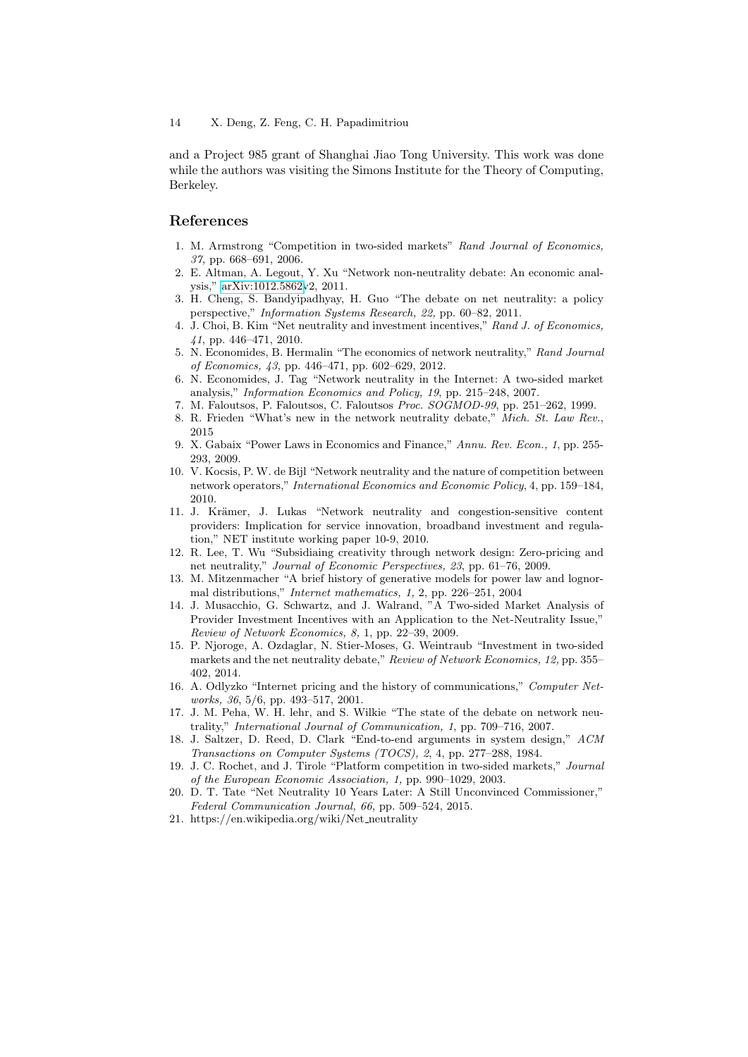and a Project 985 grant of Shanghai Jiao Tong University. This work was done while the authors was visiting the Simons Institute for the Theory of Computing, Berkeley.

## References

1. M. Armstrong "Competition in two-sided markets" *Rand Journal of Economics, 37,* pp. 668–691, 2006.
2. E. Altman, A. Legout, Y. Xu "Network non-neutrality debate: An economic analysis," arXiv:1012.5862v2, 2011.
3. H. Cheng, S. Bandyipadhyay, H. Guo "The debate on net neutrality: a policy perspective," *Information Systems Research, 22,* pp. 60–82, 2011.
4. J. Choi, B. Kim "Net neutrality and investment incentives," *Rand J. of Economics, 41*, pp. 446–471, 2010.
5. N. Economides, B. Hermalin "The economics of network neutrality," *Rand Journal of Economics, 43,* pp. 446–471, pp. 602–629, 2012.
6. N. Economides, J. Tag "Network neutrality in the Internet: A two-sided market analysis," *Information Economics and Policy, 19,* pp. 215–248, 2007.
7. M. Faloutsos, P. Faloutsos, C. Faloutsos *Proc. SOGMOD-99*, pp. 251–262, 1999.
8. R. Frieden "What's new in the network neutrality debate," *Mich. St. Law Rev.*, 2015
9. X. Gabaix "Power Laws in Economics and Finance," *Annu. Rev. Econ., 1*, pp. 255-293, 2009.
10. V. Kocsis, P. W. de Bijl "Network neutrality and the nature of competition between network operators," *International Economics and Economic Policy*, 4, pp. 159–184, 2010.
11. J. Krämer, J. Lukas "Network neutrality and congestion-sensitive content providers: Implication for service innovation, broadband investment and regulation," NET institute working paper 10-9, 2010.
12. R. Lee, T. Wu "Subsidiaing creativity through network design: Zero-pricing and net neutrality," *Journal of Economic Perspectives, 23*, pp. 61–76, 2009.
13. M. Mitzenmacher "A brief history of generative models for power law and lognormal distributions," *Internet mathematics, 1,* 2, pp. 226–251, 2004
14. J. Musacchio, G. Schwartz, and J. Walrand, "A Two-sided Market Analysis of Provider Investment Incentives with an Application to the Net-Neutrality Issue," *Review of Network Economics, 8,* 1, pp. 22–39, 2009.
15. P. Njoroge, A. Ozdaglar, N. Stier-Moses, G. Weintraub "Investment in two-sided markets and the net neutrality debate," *Review of Network Economics, 12,* pp. 355–402, 2014.
16. A. Odlyzko "Internet pricing and the history of communications," *Computer Networks, 36*, 5/6, pp. 493–517, 2001.
17. J. M. Peha, W. H. lehr, and S. Wilkie "The state of the debate on network neutrality," *International Journal of Communication, 1*, pp. 709–716, 2007.
18. J. Saltzer, D. Reed, D. Clark "End-to-end arguments in system design," *ACM Transactions on Computer Systems (TOCS), 2*, 4, pp. 277–288, 1984.
19. J. C. Rochet, and J. Tirole "Platform competition in two-sided markets," *Journal of the European Economic Association, 1,* pp. 990–1029, 2003.
20. D. T. Tate "Net Neutrality 10 Years Later: A Still Unconvinced Commissioner," *Federal Communication Journal, 66*, pp. 509–524, 2015.
21. https://en.wikipedia.org/wiki/Net_neutrality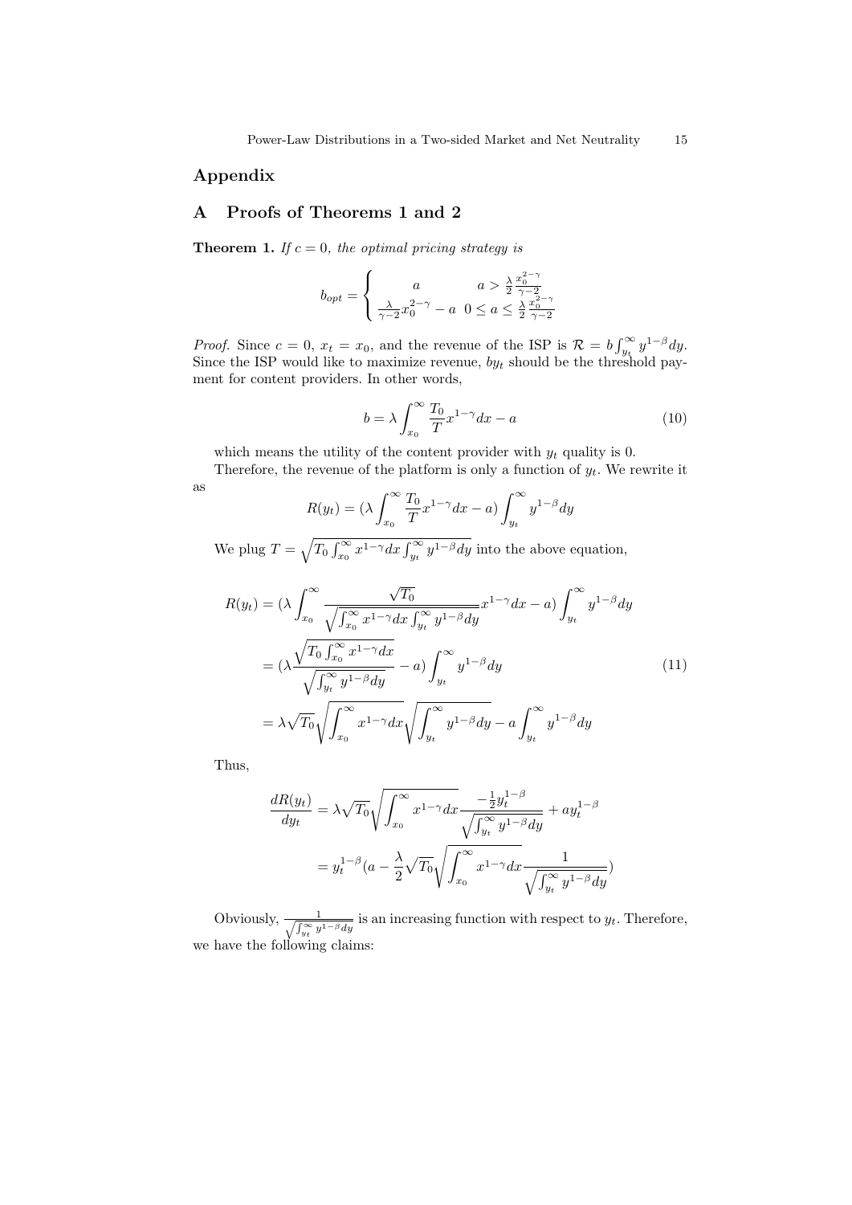# Appendix

## A Proofs of Theorems 1 and 2

**Theorem 1.** *If $c = 0$, the optimal pricing strategy is*

$$b_{opt} = \begin{cases} a & a > \frac{\lambda}{2}\frac{x_0^{2-\gamma}}{\gamma-2} \\ \frac{\lambda}{\gamma-2}x_0^{2-\gamma} - a & 0 \leq a \leq \frac{\lambda}{2}\frac{x_0^{2-\gamma}}{\gamma-2} \end{cases}$$

*Proof.* Since $c = 0$, $x_t = x_0$, and the revenue of the ISP is $\mathcal{R} = b\int_{y_t}^{\infty} y^{1-\beta}dy$. Since the ISP would like to maximize revenue, $by_t$ should be the threshold payment for content providers. In other words,

$$b = \lambda \int_{x_0}^{\infty} \frac{T_0}{T} x^{1-\gamma}dx - a \tag{10}$$

which means the utility of the content provider with $y_t$ quality is 0.

Therefore, the revenue of the platform is only a function of $y_t$. We rewrite it as

$$R(y_t) = (\lambda \int_{x_0}^{\infty} \frac{T_0}{T} x^{1-\gamma}dx - a)\int_{y_t}^{\infty} y^{1-\beta}dy$$

We plug $T = \sqrt{T_0\int_{x_0}^{\infty} x^{1-\gamma}dx \int_{y_t}^{\infty} y^{1-\beta}dy}$ into the above equation,

$$\begin{aligned} R(y_t) &= (\lambda \int_{x_0}^{\infty} \frac{\sqrt{T_0}}{\sqrt{\int_{x_0}^{\infty} x^{1-\gamma}dx \int_{y_t}^{\infty} y^{1-\beta}dy}} x^{1-\gamma}dx - a)\int_{y_t}^{\infty} y^{1-\beta}dy \\ &= (\lambda \frac{\sqrt{T_0\int_{x_0}^{\infty} x^{1-\gamma}dx}}{\sqrt{\int_{y_t}^{\infty} y^{1-\beta}dy}} - a)\int_{y_t}^{\infty} y^{1-\beta}dy \\ &= \lambda\sqrt{T_0}\sqrt{\int_{x_0}^{\infty} x^{1-\gamma}dx}\sqrt{\int_{y_t}^{\infty} y^{1-\beta}dy} - a\int_{y_t}^{\infty} y^{1-\beta}dy \end{aligned} \tag{11}$$

Thus,

$$\begin{aligned} \frac{dR(y_t)}{dy_t} &= \lambda\sqrt{T_0}\sqrt{\int_{x_0}^{\infty} x^{1-\gamma}dx}\frac{-\frac{1}{2}y_t^{1-\beta}}{\sqrt{\int_{y_t}^{\infty} y^{1-\beta}dy}} + ay_t^{1-\beta} \\ &= y_t^{1-\beta}(a - \frac{\lambda}{2}\sqrt{T_0}\sqrt{\int_{x_0}^{\infty} x^{1-\gamma}dx}\frac{1}{\sqrt{\int_{y_t}^{\infty} y^{1-\beta}dy}}) \end{aligned}$$

Obviously, $\frac{1}{\sqrt{\int_{y_t}^{\infty} y^{1-\beta}dy}}$ is an increasing function with respect to $y_t$. Therefore, we have the following claims: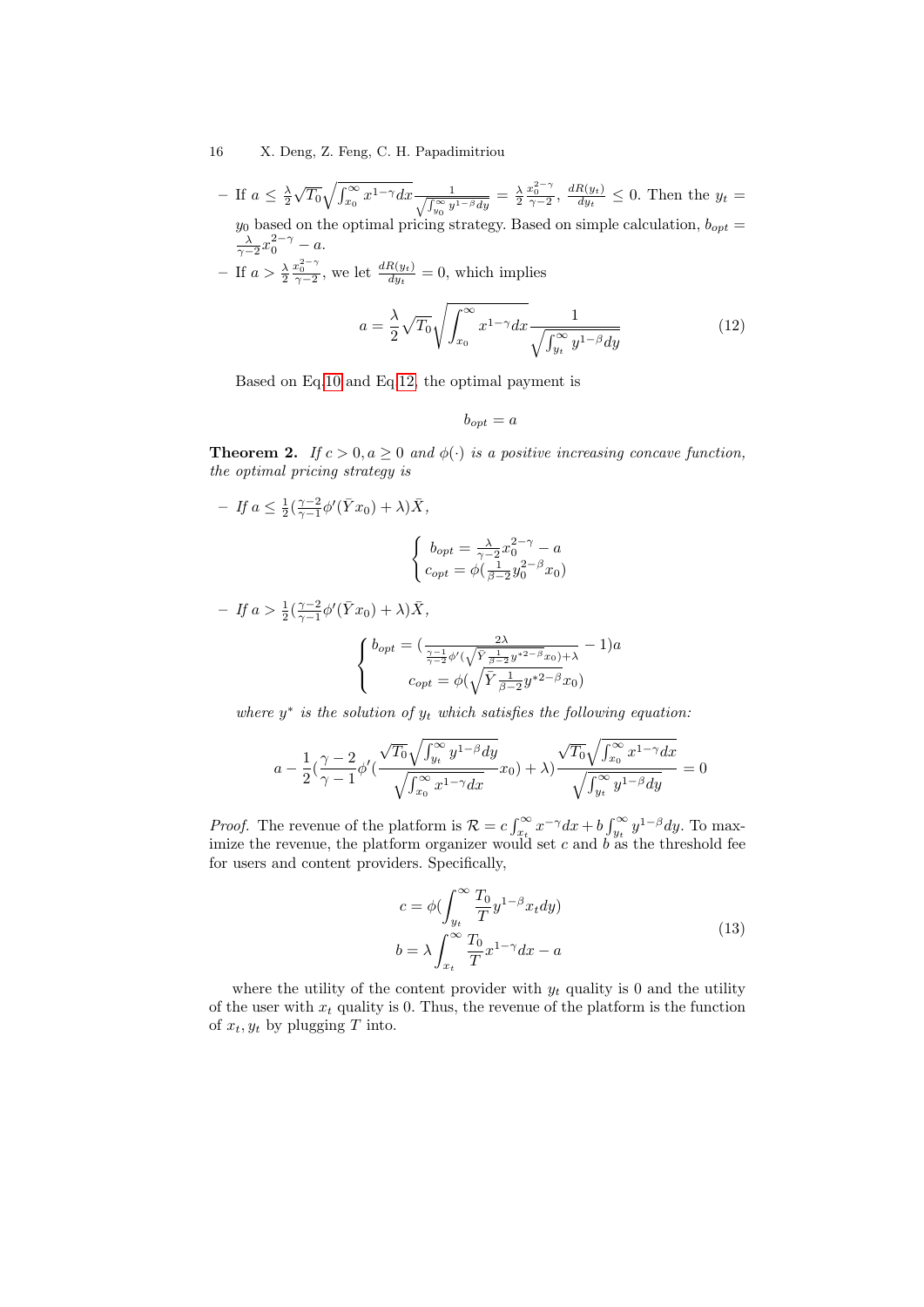- If $a \leq \frac{\lambda}{2}\sqrt{T_0}\sqrt{\int_{x_0}^{\infty} x^{1-\gamma}dx}\frac{1}{\sqrt{\int_{y_0}^{\infty} y^{1-\beta}dy}} = \frac{\lambda}{2}\frac{x_0^{2-\gamma}}{\gamma-2}$, $\frac{dR(y_t)}{dy_t} \leq 0$. Then the $y_t = y_0$ based on the optimal pricing strategy. Based on simple calculation, $b_{opt} = \frac{\lambda}{\gamma-2}x_0^{2-\gamma} - a$.
- If $a > \frac{\lambda}{2}\frac{x_0^{2-\gamma}}{\gamma-2}$, we let $\frac{dR(y_t)}{dy_t} = 0$, which implies

$$a = \frac{\lambda}{2}\sqrt{T_0}\sqrt{\int_{x_0}^{\infty} x^{1-\gamma}dx}\frac{1}{\sqrt{\int_{y_t}^{\infty} y^{1-\beta}dy}} \tag{12}$$

Based on Eq.10 and Eq.12, the optimal payment is

$$b_{opt} = a$$

**Theorem 2.** *If $c > 0, a \geq 0$ and $\phi(\cdot)$ is a positive increasing concave function, the optimal pricing strategy is*

- *If $a \leq \frac{1}{2}(\frac{\gamma-2}{\gamma-1}\phi'(\bar{Y}x_0) + \lambda)\bar{X}$,*

$$\begin{cases} b_{opt} = \frac{\lambda}{\gamma-2}x_0^{2-\gamma} - a \\ c_{opt} = \phi(\frac{1}{\beta-2}y_0^{2-\beta}x_0) \end{cases}$$

- *If $a > \frac{1}{2}(\frac{\gamma-2}{\gamma-1}\phi'(\bar{Y}x_0) + \lambda)\bar{X}$,*

$$\begin{cases} b_{opt} = (\frac{2\lambda}{\frac{\gamma-1}{\gamma-2}\phi'(\sqrt{\bar{Y}\frac{1}{\beta-2}y^{*2-\beta}}x_0)+\lambda} - 1)a \\ c_{opt} = \phi(\sqrt{\bar{Y}\frac{1}{\beta-2}y^{*2-\beta}}x_0) \end{cases}$$

*where $y^*$ is the solution of $y_t$ which satisfies the following equation:*

$$a - \frac{1}{2}(\frac{\gamma-2}{\gamma-1}\phi'(\frac{\sqrt{T_0}\sqrt{\int_{y_t}^{\infty} y^{1-\beta}dy}}{\sqrt{\int_{x_0}^{\infty} x^{1-\gamma}dx}}x_0) + \lambda)\frac{\sqrt{T_0}\sqrt{\int_{x_0}^{\infty} x^{1-\gamma}dx}}{\sqrt{\int_{y_t}^{\infty} y^{1-\beta}dy}} = 0$$

*Proof.* The revenue of the platform is $\mathcal{R} = c\int_{x_t}^{\infty} x^{-\gamma}dx + b\int_{y_t}^{\infty} y^{1-\beta}dy$. To maximize the revenue, the platform organizer would set $c$ and $b$ as the threshold fee for users and content providers. Specifically,

$$\begin{aligned} c &= \phi(\int_{y_t}^{\infty} \frac{T_0}{T}y^{1-\beta}x_t dy) \\ b &= \lambda\int_{x_t}^{\infty} \frac{T_0}{T}x^{1-\gamma}dx - a \end{aligned} \tag{13}$$

where the utility of the content provider with $y_t$ quality is 0 and the utility of the user with $x_t$ quality is 0. Thus, the revenue of the platform is the function of $x_t, y_t$ by plugging $T$ into.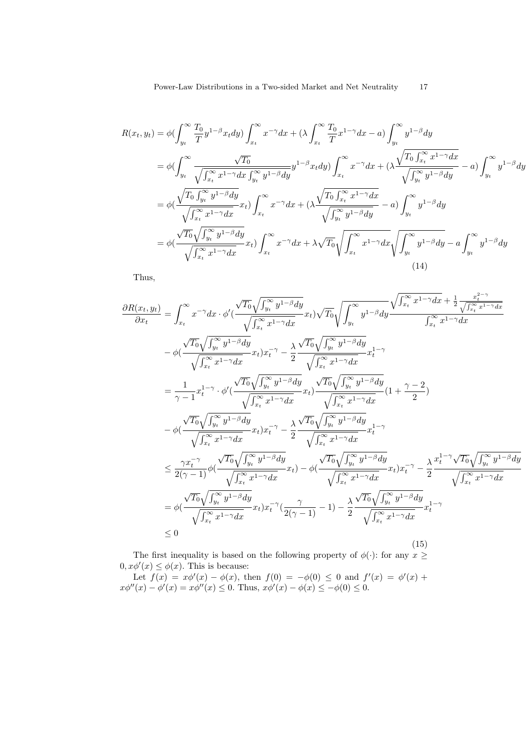$$
\begin{aligned}
R(x_t, y_t) &= \phi(\int_{y_t}^{\infty} \frac{T_0}{T} y^{1-\beta} x_t dy) \int_{x_t}^{\infty} x^{-\gamma} dx + (\lambda \int_{x_t}^{\infty} \frac{T_0}{T} x^{1-\gamma} dx - a) \int_{y_t}^{\infty} y^{1-\beta} dy \\
&= \phi(\int_{y_t}^{\infty} \frac{\sqrt{T_0}}{\sqrt{\int_{x_t}^{\infty} x^{1-\gamma} dx \int_{y_t}^{\infty} y^{1-\beta} dy}} y^{1-\beta} x_t dy) \int_{x_t}^{\infty} x^{-\gamma} dx + (\lambda \frac{\sqrt{T_0 \int_{x_t}^{\infty} x^{1-\gamma} dx}}{\sqrt{\int_{y_t}^{\infty} y^{1-\beta} dy}} - a) \int_{y_t}^{\infty} y^{1-\beta} dy \\
&= \phi(\frac{\sqrt{T_0 \int_{y_t}^{\infty} y^{1-\beta} dy}}{\sqrt{\int_{x_t}^{\infty} x^{1-\gamma} dx}} x_t) \int_{x_t}^{\infty} x^{-\gamma} dx + (\lambda \frac{\sqrt{T_0 \int_{x_t}^{\infty} x^{1-\gamma} dx}}{\sqrt{\int_{y_t}^{\infty} y^{1-\beta} dy}} - a) \int_{y_t}^{\infty} y^{1-\beta} dy \\
&= \phi(\frac{\sqrt{T_0} \sqrt{\int_{y_t}^{\infty} y^{1-\beta} dy}}{\sqrt{\int_{x_t}^{\infty} x^{1-\gamma} dx}} x_t) \int_{x_t}^{\infty} x^{-\gamma} dx + \lambda \sqrt{T_0} \sqrt{\int_{x_t}^{\infty} x^{1-\gamma} dx} \sqrt{\int_{y_t}^{\infty} y^{1-\beta} dy} - a \int_{y_t}^{\infty} y^{1-\beta} dy
\end{aligned}
\tag{14}
$$

Thus,

$$
\begin{aligned}
\frac{\partial R(x_t, y_t)}{\partial x_t} &= \int_{x_t}^{\infty} x^{-\gamma} dx \cdot \phi'(\frac{\sqrt{T_0} \sqrt{\int_{y_t}^{\infty} y^{1-\beta} dy}}{\sqrt{\int_{x_t}^{\infty} x^{1-\gamma} dx}} x_t) \sqrt{T_0} \sqrt{\int_{y_t}^{\infty} y^{1-\beta} dy} \frac{\sqrt{\int_{x_t}^{\infty} x^{1-\gamma} dx} + \frac{1}{2} \frac{x_t^{2-\gamma}}{\sqrt{\int_{x_t}^{\infty} x^{1-\gamma} dx}}}{\int_{x_t}^{\infty} x^{1-\gamma} dx} \\
&- \phi(\frac{\sqrt{T_0} \sqrt{\int_{y_t}^{\infty} y^{1-\beta} dy}}{\sqrt{\int_{x_t}^{\infty} x^{1-\gamma} dx}} x_t) x_t^{-\gamma} - \frac{\lambda}{2} \frac{\sqrt{T_0} \sqrt{\int_{y_t}^{\infty} y^{1-\beta} dy}}{\sqrt{\int_{x_t}^{\infty} x^{1-\gamma} dx}} x_t^{1-\gamma} \\
&= \frac{1}{\gamma - 1} x_t^{1-\gamma} \cdot \phi'(\frac{\sqrt{T_0} \sqrt{\int_{y_t}^{\infty} y^{1-\beta} dy}}{\sqrt{\int_{x_t}^{\infty} x^{1-\gamma} dx}} x_t) \frac{\sqrt{T_0} \sqrt{\int_{y_t}^{\infty} y^{1-\beta} dy}}{\sqrt{\int_{x_t}^{\infty} x^{1-\gamma} dx}} (1 + \frac{\gamma - 2}{2}) \\
&- \phi(\frac{\sqrt{T_0} \sqrt{\int_{y_t}^{\infty} y^{1-\beta} dy}}{\sqrt{\int_{x_t}^{\infty} x^{1-\gamma} dx}} x_t) x_t^{-\gamma} - \frac{\lambda}{2} \frac{\sqrt{T_0} \sqrt{\int_{y_t}^{\infty} y^{1-\beta} dy}}{\sqrt{\int_{x_t}^{\infty} x^{1-\gamma} dx}} x_t^{1-\gamma} \\
&\leq \frac{\gamma x_t^{-\gamma}}{2(\gamma - 1)} \phi(\frac{\sqrt{T_0} \sqrt{\int_{y_t}^{\infty} y^{1-\beta} dy}}{\sqrt{\int_{x_t}^{\infty} x^{1-\gamma} dx}} x_t) - \phi(\frac{\sqrt{T_0} \sqrt{\int_{y_t}^{\infty} y^{1-\beta} dy}}{\sqrt{\int_{x_t}^{\infty} x^{1-\gamma} dx}} x_t) x_t^{-\gamma} - \frac{\lambda}{2} \frac{x_t^{1-\gamma} \sqrt{T_0} \sqrt{\int_{y_t}^{\infty} y^{1-\beta} dy}}{\sqrt{\int_{x_t}^{\infty} x^{1-\gamma} dx}} \\
&= \phi(\frac{\sqrt{T_0} \sqrt{\int_{y_t}^{\infty} y^{1-\beta} dy}}{\sqrt{\int_{x_t}^{\infty} x^{1-\gamma} dx}} x_t) x_t^{-\gamma} (\frac{\gamma}{2(\gamma - 1)} - 1) - \frac{\lambda}{2} \frac{\sqrt{T_0} \sqrt{\int_{y_t}^{\infty} y^{1-\beta} dy}}{\sqrt{\int_{x_t}^{\infty} x^{1-\gamma} dx}} x_t^{1-\gamma} \\
&\leq 0
\end{aligned}
\tag{15}
$$

The first inequality is based on the following property of $\phi(\cdot)$: for any $x \geq 0, x\phi'(x) \leq \phi(x)$. This is because:

Let $f(x) = x\phi'(x) - \phi(x)$, then $f(0) = -\phi(0) \leq 0$ and $f'(x) = \phi'(x) + x\phi''(x) - \phi'(x) = x\phi''(x) \leq 0$. Thus, $x\phi'(x) - \phi(x) \leq -\phi(0) \leq 0$.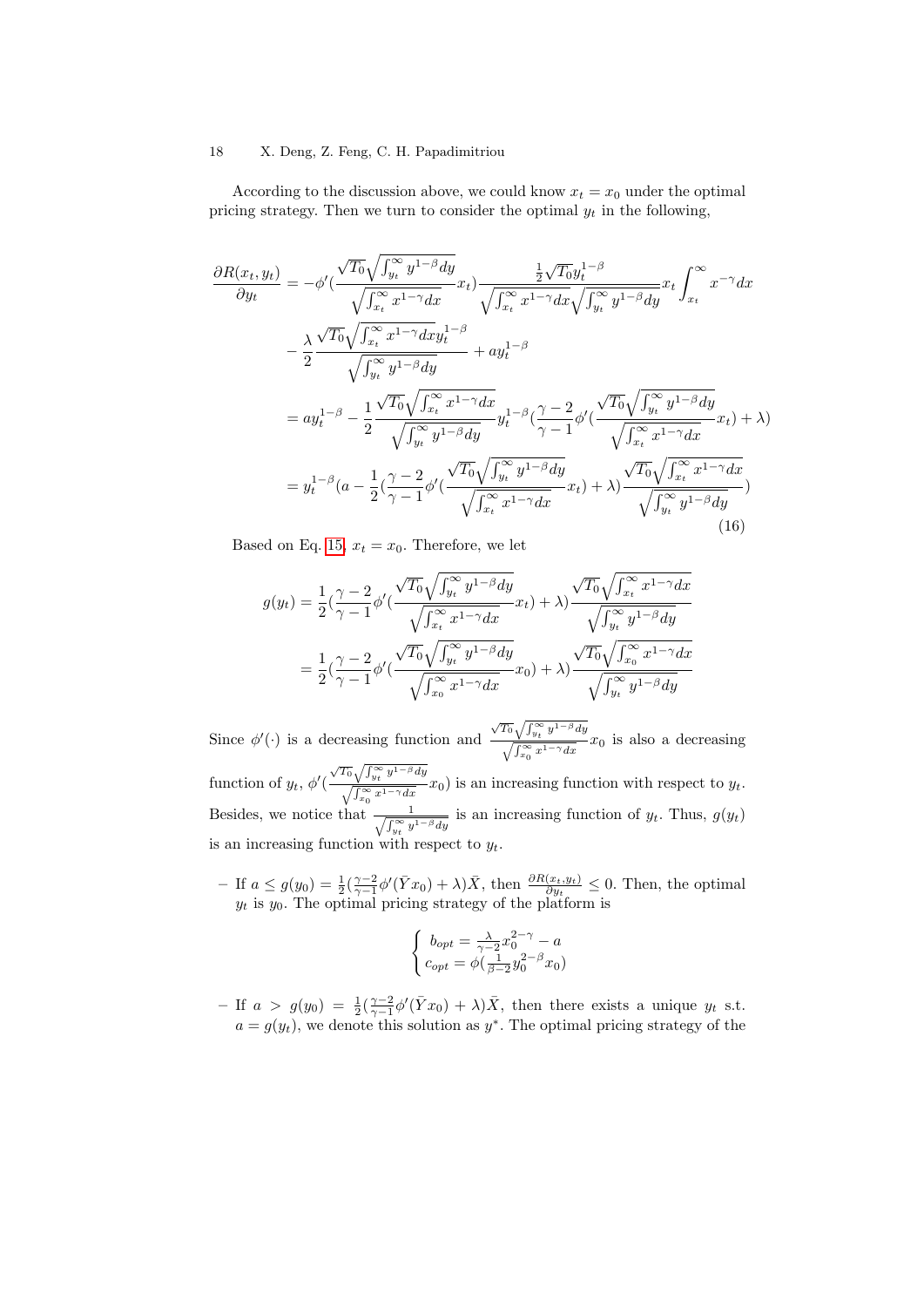According to the discussion above, we could know $x_t = x_0$ under the optimal pricing strategy. Then we turn to consider the optimal $y_t$ in the following,

$$
\begin{aligned}
\frac{\partial R(x_t, y_t)}{\partial y_t} &= -\phi'\left(\frac{\sqrt{T_0}\sqrt{\int_{y_t}^{\infty} y^{1-\beta} dy}}{\sqrt{\int_{x_t}^{\infty} x^{1-\gamma} dx}} x_t\right) \frac{\frac{1}{2}\sqrt{T_0} y_t^{1-\beta}}{\sqrt{\int_{x_t}^{\infty} x^{1-\gamma} dx}\sqrt{\int_{y_t}^{\infty} y^{1-\beta} dy}} x_t \int_{x_t}^{\infty} x^{-\gamma} dx \\
&\quad - \frac{\lambda}{2} \frac{\sqrt{T_0}\sqrt{\int_{x_t}^{\infty} x^{1-\gamma} dx}\, y_t^{1-\beta}}{\sqrt{\int_{y_t}^{\infty} y^{1-\beta} dy}} + a y_t^{1-\beta} \\
&= a y_t^{1-\beta} - \frac{1}{2} \frac{\sqrt{T_0}\sqrt{\int_{x_t}^{\infty} x^{1-\gamma} dx}}{\sqrt{\int_{y_t}^{\infty} y^{1-\beta} dy}} y_t^{1-\beta} \left(\frac{\gamma-2}{\gamma-1}\phi'\left(\frac{\sqrt{T_0}\sqrt{\int_{y_t}^{\infty} y^{1-\beta} dy}}{\sqrt{\int_{x_t}^{\infty} x^{1-\gamma} dx}} x_t\right) + \lambda\right) \\
&= y_t^{1-\beta}\left(a - \frac{1}{2}\left(\frac{\gamma-2}{\gamma-1}\phi'\left(\frac{\sqrt{T_0}\sqrt{\int_{y_t}^{\infty} y^{1-\beta} dy}}{\sqrt{\int_{x_t}^{\infty} x^{1-\gamma} dx}} x_t\right) + \lambda\right) \frac{\sqrt{T_0}\sqrt{\int_{x_t}^{\infty} x^{1-\gamma} dx}}{\sqrt{\int_{y_t}^{\infty} y^{1-\beta} dy}}\right)
\end{aligned}
\tag{16}
$$

Based on Eq. 15, $x_t = x_0$. Therefore, we let

$$
\begin{aligned}
g(y_t) &= \frac{1}{2}\left(\frac{\gamma-2}{\gamma-1}\phi'\left(\frac{\sqrt{T_0}\sqrt{\int_{y_t}^{\infty} y^{1-\beta} dy}}{\sqrt{\int_{x_t}^{\infty} x^{1-\gamma} dx}} x_t\right) + \lambda\right) \frac{\sqrt{T_0}\sqrt{\int_{x_t}^{\infty} x^{1-\gamma} dx}}{\sqrt{\int_{y_t}^{\infty} y^{1-\beta} dy}} \\
&= \frac{1}{2}\left(\frac{\gamma-2}{\gamma-1}\phi'\left(\frac{\sqrt{T_0}\sqrt{\int_{y_t}^{\infty} y^{1-\beta} dy}}{\sqrt{\int_{x_0}^{\infty} x^{1-\gamma} dx}} x_0\right) + \lambda\right) \frac{\sqrt{T_0}\sqrt{\int_{x_0}^{\infty} x^{1-\gamma} dx}}{\sqrt{\int_{y_t}^{\infty} y^{1-\beta} dy}}
\end{aligned}
$$

Since $\phi'(\cdot)$ is a decreasing function and $\frac{\sqrt{T_0}\sqrt{\int_{y_t}^{\infty} y^{1-\beta} dy}}{\sqrt{\int_{x_0}^{\infty} x^{1-\gamma} dx}} x_0$ is also a decreasing function of $y_t$, $\phi'\left(\frac{\sqrt{T_0}\sqrt{\int_{y_t}^{\infty} y^{1-\beta} dy}}{\sqrt{\int_{x_0}^{\infty} x^{1-\gamma} dx}} x_0\right)$ is an increasing function with respect to $y_t$. Besides, we notice that $\frac{1}{\sqrt{\int_{y_t}^{\infty} y^{1-\beta} dy}}$ is an increasing function of $y_t$. Thus, $g(y_t)$ is an increasing function with respect to $y_t$.

- If $a \le g(y_0) = \frac{1}{2}\left(\frac{\gamma-2}{\gamma-1}\phi'(\bar{Y} x_0) + \lambda\right)\bar{X}$, then $\frac{\partial R(x_t, y_t)}{\partial y_t} \le 0$. Then, the optimal $y_t$ is $y_0$. The optimal pricing strategy of the platform is

$$
\begin{cases}
b_{opt} = \frac{\lambda}{\gamma-2} x_0^{2-\gamma} - a \\
c_{opt} = \phi\left(\frac{1}{\beta-2} y_0^{2-\beta} x_0\right)
\end{cases}
$$

- If $a > g(y_0) = \frac{1}{2}\left(\frac{\gamma-2}{\gamma-1}\phi'(\bar{Y} x_0) + \lambda\right)\bar{X}$, then there exists a unique $y_t$ s.t. $a = g(y_t)$, we denote this solution as $y^*$. The optimal pricing strategy of the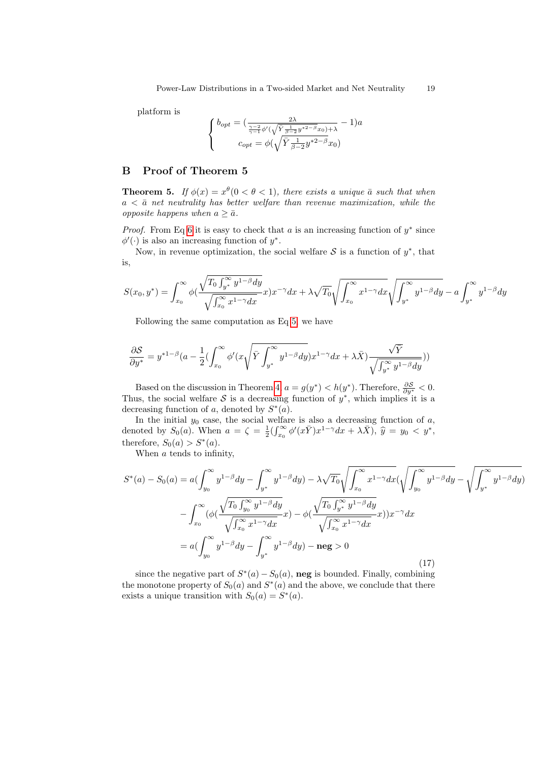platform is

$$
\begin{cases}
b_{opt} = (\frac{2\lambda}{\frac{\gamma-2}{\gamma-1}\phi'(\sqrt{\bar{Y}\frac{1}{\beta-2}y^{*2-\beta}}x_0)+\lambda} - 1)a \\
c_{opt} = \phi(\sqrt{\bar{Y}\frac{1}{\beta-2}y^{*2-\beta}}x_0)
\end{cases}
$$

## B Proof of Theorem 5

**Theorem 5.** *If $\phi(x) = x^\theta (0 < \theta < 1)$, there exists a unique $\bar{a}$ such that when $a < \bar{a}$ net neutrality has better welfare than revenue maximization, while the opposite happens when $a \geq \bar{a}$.*

*Proof.* From Eq 6 it is easy to check that $a$ is an increasing function of $y^*$ since $\phi'(\cdot)$ is also an increasing function of $y^*$.

Now, in revenue optimization, the social welfare $\mathcal{S}$ is a function of $y^*$, that is,

$$
S(x_0, y^*) = \int_{x_0}^{\infty} \phi(\frac{\sqrt{T_0 \int_{y^*}^{\infty} y^{1-\beta}dy}}{\sqrt{\int_{x_0}^{\infty} x^{1-\gamma}dx}}x)x^{-\gamma}dx + \lambda\sqrt{T_0}\sqrt{\int_{x_0}^{\infty} x^{1-\gamma}dx}\sqrt{\int_{y^*}^{\infty} y^{1-\beta}dy} - a\int_{y^*}^{\infty} y^{1-\beta}dy
$$

Following the same computation as Eq 5, we have

$$
\frac{\partial \mathcal{S}}{\partial y^*} = y^{*1-\beta}(a - \frac{1}{2}(\int_{x_0}^{\infty} \phi'(x\sqrt{\bar{Y}\int_{y^*}^{\infty} y^{1-\beta}dy})x^{1-\gamma}dx + \lambda\bar{X})\frac{\sqrt{\bar{Y}}}{\sqrt{\int_{y^*}^{\infty} y^{1-\beta}dy}}))
$$

Based on the discussion in Theorem 4, $a = g(y^*) < h(y^*)$. Therefore, $\frac{\partial \mathcal{S}}{\partial y^*} < 0$. Thus, the social welfare $\mathcal{S}$ is a decreasing function of $y^*$, which implies it is a decreasing function of $a$, denoted by $S^*(a)$.

In the initial $y_0$ case, the social welfare is also a decreasing function of $a$, denoted by $S_0(a)$. When $a = \zeta = \frac{1}{2}(\int_{x_0}^{\infty} \phi'(x\bar{Y})x^{1-\gamma}dx + \lambda\bar{X})$, $\widehat{y} = y_0 < y^*$, therefore, $S_0(a) > S^*(a)$.

When $a$ tends to infinity,

$$
\begin{aligned}
S^*(a) - S_0(a) &= a(\int_{y_0}^{\infty} y^{1-\beta}dy - \int_{y^*}^{\infty} y^{1-\beta}dy) - \lambda\sqrt{T_0}\sqrt{\int_{x_0}^{\infty} x^{1-\gamma}dx}(\sqrt{\int_{y_0}^{\infty} y^{1-\beta}dy} - \sqrt{\int_{y^*}^{\infty} y^{1-\beta}dy}) \\
&\quad - \int_{x_0}^{\infty}(\phi(\frac{\sqrt{T_0\int_{y_0}^{\infty} y^{1-\beta}dy}}{\sqrt{\int_{x_0}^{\infty} x^{1-\gamma}dx}}x) - \phi(\frac{\sqrt{T_0\int_{y^*}^{\infty} y^{1-\beta}dy}}{\sqrt{\int_{x_0}^{\infty} x^{1-\gamma}dx}}x))x^{-\gamma}dx \\
&= a(\int_{y_0}^{\infty} y^{1-\beta}dy - \int_{y^*}^{\infty} y^{1-\beta}dy) - \mathbf{neg} > 0
\end{aligned}
\tag{17}
$$

since the negative part of $S^*(a) - S_0(a)$, **neg** is bounded. Finally, combining the monotone property of $S_0(a)$ and $S^*(a)$ and the above, we conclude that there exists a unique transition with $S_0(a) = S^*(a)$.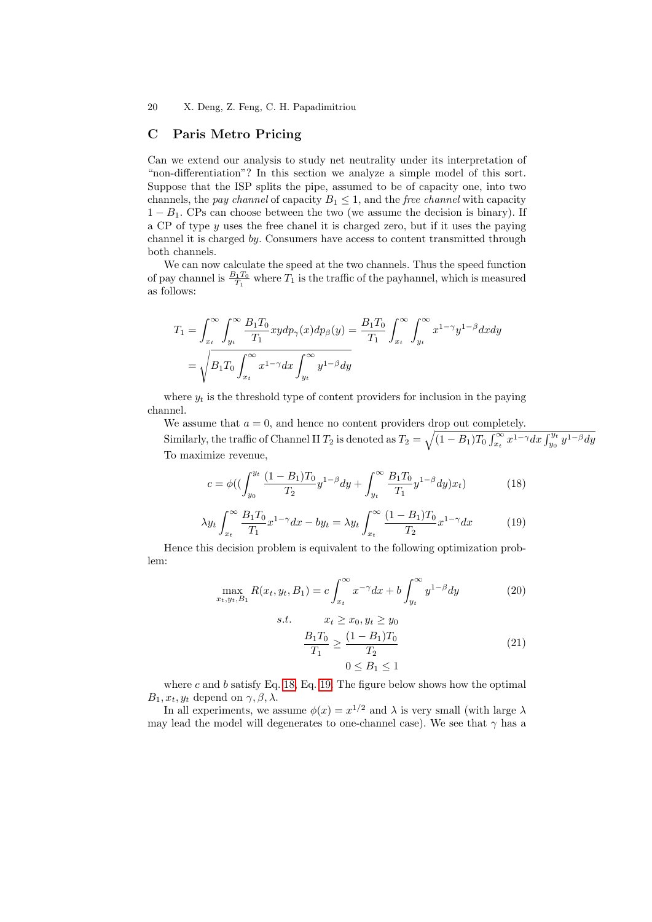## C Paris Metro Pricing

Can we extend our analysis to study net neutrality under its interpretation of "non-differentiation"? In this section we analyze a simple model of this sort. Suppose that the ISP splits the pipe, assumed to be of capacity one, into two channels, the *pay channel* of capacity $B_1 \leq 1$, and the *free channel* with capacity $1 - B_1$. CPs can choose between the two (we assume the decision is binary). If a CP of type $y$ uses the free chanel it is charged zero, but if it uses the paying channel it is charged $by$. Consumers have access to content transmitted through both channels.

We can now calculate the speed at the two channels. Thus the speed function of pay channel is $\frac{B_1 T_0}{T_1}$ where $T_1$ is the traffic of the payhannel, which is measured as follows:

$$T_1 = \int_{x_t}^{\infty}\int_{y_t}^{\infty} \frac{B_1 T_0}{T_1} xy dp_\gamma(x) dp_\beta(y) = \frac{B_1 T_0}{T_1}\int_{x_t}^{\infty}\int_{y_t}^{\infty} x^{1-\gamma} y^{1-\beta} dx dy$$
$$= \sqrt{B_1 T_0 \int_{x_t}^{\infty} x^{1-\gamma} dx \int_{y_t}^{\infty} y^{1-\beta} dy}$$

where $y_t$ is the threshold type of content providers for inclusion in the paying channel.

We assume that $a = 0$, and hence no content providers drop out completely.

Similarly, the traffic of Channel II $T_2$ is denoted as $T_2 = \sqrt{(1 - B_1)T_0 \int_{x_t}^{\infty} x^{1-\gamma} dx \int_{y_0}^{y_t} y^{1-\beta} dy}$

To maximize revenue,

$$c = \phi\left(\left(\int_{y_0}^{y_t} \frac{(1 - B_1)T_0}{T_2} y^{1-\beta} dy + \int_{y_t}^{\infty} \frac{B_1 T_0}{T_1} y^{1-\beta} dy\right) x_t\right) \tag{18}$$

$$\lambda y_t \int_{x_t}^{\infty} \frac{B_1 T_0}{T_1} x^{1-\gamma} dx - b y_t = \lambda y_t \int_{x_t}^{\infty} \frac{(1 - B_1)T_0}{T_2} x^{1-\gamma} dx \tag{19}$$

Hence this decision problem is equivalent to the following optimization problem:

$$\max_{x_t, y_t, B_1} R(x_t, y_t, B_1) = c \int_{x_t}^{\infty} x^{-\gamma} dx + b \int_{y_t}^{\infty} y^{1-\beta} dy \tag{20}$$

$$\begin{aligned} s.t. \qquad & x_t \geq x_0, y_t \geq y_0 \\ & \frac{B_1 T_0}{T_1} \geq \frac{(1 - B_1)T_0}{T_2} \\ & 0 \leq B_1 \leq 1 \end{aligned} \tag{21}$$

where $c$ and $b$ satisfy Eq. 18, Eq. 19. The figure below shows how the optimal $B_1, x_t, y_t$ depend on $\gamma, \beta, \lambda$.

In all experiments, we assume $\phi(x) = x^{1/2}$ and $\lambda$ is very small (with large $\lambda$ may lead the model will degenerates to one-channel case). We see that $\gamma$ has a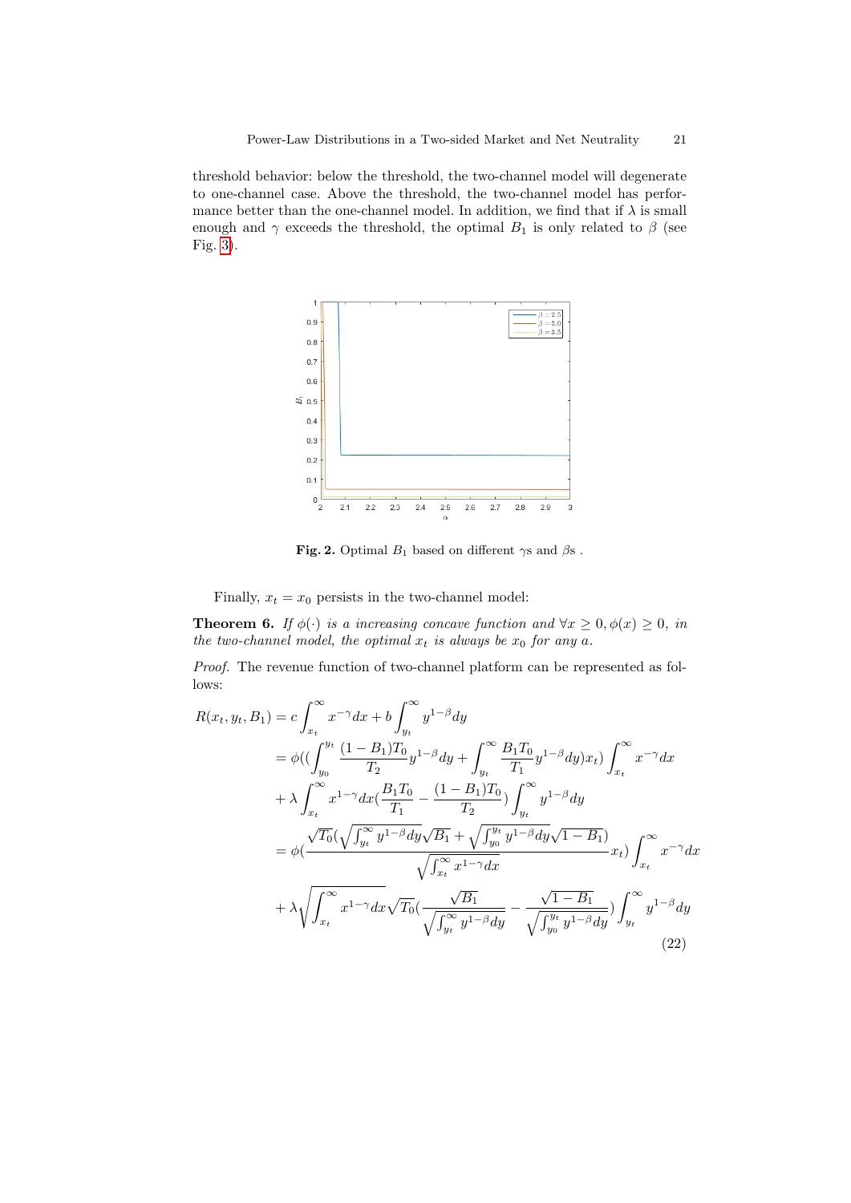threshold behavior: below the threshold, the two-channel model will degenerate to one-channel case. Above the threshold, the two-channel model has performance better than the one-channel model. In addition, we find that if $\lambda$ is small enough and $\gamma$ exceeds the threshold, the optimal $B_1$ is only related to $\beta$ (see Fig. 3).

**Fig. 2.** Optimal $B_1$ based on different $\gamma$s and $\beta$s .

Finally, $x_t = x_0$ persists in the two-channel model:

**Theorem 6.** *If $\phi(\cdot)$ is a increasing concave function and $\forall x \geq 0, \phi(x) \geq 0$, in the two-channel model, the optimal $x_t$ is always be $x_0$ for any $a$.*

*Proof.* The revenue function of two-channel platform can be represented as follows:

$$
\begin{aligned}
R(x_t, y_t, B_1) &= c\int_{x_t}^{\infty} x^{-\gamma}dx + b\int_{y_t}^{\infty} y^{1-\beta}dy \\
&= \phi((\int_{y_0}^{y_t} \frac{(1-B_1)T_0}{T_2} y^{1-\beta}dy + \int_{y_t}^{\infty} \frac{B_1 T_0}{T_1} y^{1-\beta}dy)x_t)\int_{x_t}^{\infty} x^{-\gamma}dx \\
&+ \lambda\int_{x_t}^{\infty} x^{1-\gamma}dx(\frac{B_1 T_0}{T_1} - \frac{(1-B_1)T_0}{T_2})\int_{y_t}^{\infty} y^{1-\beta}dy \\
&= \phi(\frac{\sqrt{T_0}(\sqrt{\int_{y_t}^{\infty} y^{1-\beta}dy}\sqrt{B_1} + \sqrt{\int_{y_0}^{y_t} y^{1-\beta}dy}\sqrt{1-B_1})}{\sqrt{\int_{x_t}^{\infty} x^{1-\gamma}dx}} x_t)\int_{x_t}^{\infty} x^{-\gamma}dx \\
&+ \lambda\sqrt{\int_{x_t}^{\infty} x^{1-\gamma}dx}\sqrt{T_0}(\frac{\sqrt{B_1}}{\sqrt{\int_{y_t}^{\infty} y^{1-\beta}dy}} - \frac{\sqrt{1-B_1}}{\sqrt{\int_{y_0}^{y_t} y^{1-\beta}dy}})\int_{y_t}^{\infty} y^{1-\beta}dy
\end{aligned}
\tag{22}
$$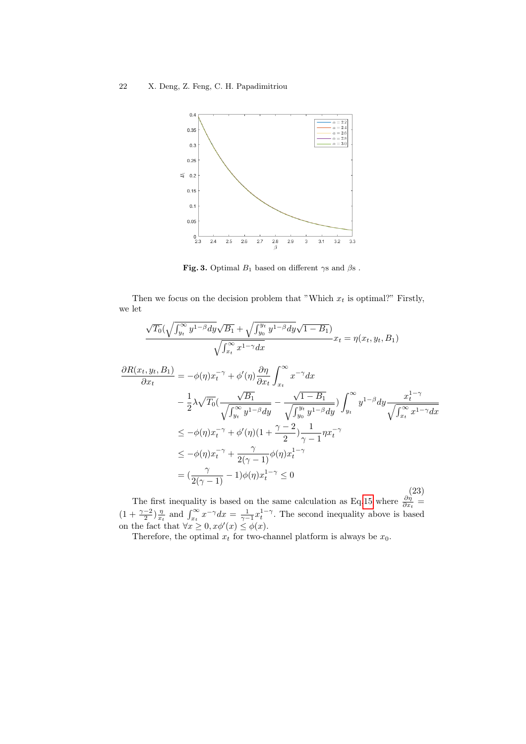0.4
0.35
0.3
0.25
$B_1$ 0.2
0.15
0.1
0.05
0
2.3 2.4 2.5 2.6 2.7 2.8 2.9 3 3.1 3.2 3.3
$\beta$

$\alpha = 2.2$
$\alpha = 2.4$
$\alpha = 2.6$
$\alpha = 2.8$
$\alpha = 3.0$

**Fig. 3.** Optimal $B_1$ based on different $\gamma$s and $\beta$s .

Then we focus on the decision problem that "Which $x_t$ is optimal?" Firstly, we let

$$\frac{\sqrt{T_0}(\sqrt{\int_{y_t}^{\infty} y^{1-\beta}dy}\sqrt{B_1} + \sqrt{\int_{y_0}^{y_t} y^{1-\beta}dy}\sqrt{1-B_1})}{\sqrt{\int_{x_t}^{\infty} x^{1-\gamma}dx}} x_t = \eta(x_t, y_t, B_1)$$

$$\begin{aligned}
\frac{\partial R(x_t, y_t, B_1)}{\partial x_t} &= -\phi(\eta)x_t^{-\gamma} + \phi'(\eta)\frac{\partial \eta}{\partial x_t}\int_{x_t}^{\infty} x^{-\gamma}dx \\
&\quad - \frac{1}{2}\lambda\sqrt{T_0}\left(\frac{\sqrt{B_1}}{\sqrt{\int_{y_t}^{\infty} y^{1-\beta}dy}} - \frac{\sqrt{1-B_1}}{\sqrt{\int_{y_0}^{y_t} y^{1-\beta}dy}}\right)\int_{y_t}^{\infty} y^{1-\beta}dy \frac{x_t^{1-\gamma}}{\sqrt{\int_{x_t}^{\infty} x^{1-\gamma}dx}} \\
&\leq -\phi(\eta)x_t^{-\gamma} + \phi'(\eta)\left(1+\frac{\gamma-2}{2}\right)\frac{1}{\gamma-1}\eta x_t^{-\gamma} \\
&\leq -\phi(\eta)x_t^{-\gamma} + \frac{\gamma}{2(\gamma-1)}\phi(\eta)x_t^{1-\gamma} \\
&= \left(\frac{\gamma}{2(\gamma-1)} - 1\right)\phi(\eta)x_t^{1-\gamma} \leq 0
\end{aligned} \tag{23}$$

The first inequality is based on the same calculation as Eq.15 where $\frac{\partial \eta}{\partial x_t} = (1 + \frac{\gamma-2}{2})\frac{\eta}{x_t}$ and $\int_{x_t}^{\infty} x^{-\gamma}dx = \frac{1}{\gamma-1}x_t^{1-\gamma}$. The second inequality above is based on the fact that $\forall x \geq 0, x\phi'(x) \leq \phi(x)$.

Therefore, the optimal $x_t$ for two-channel platform is always be $x_0$.